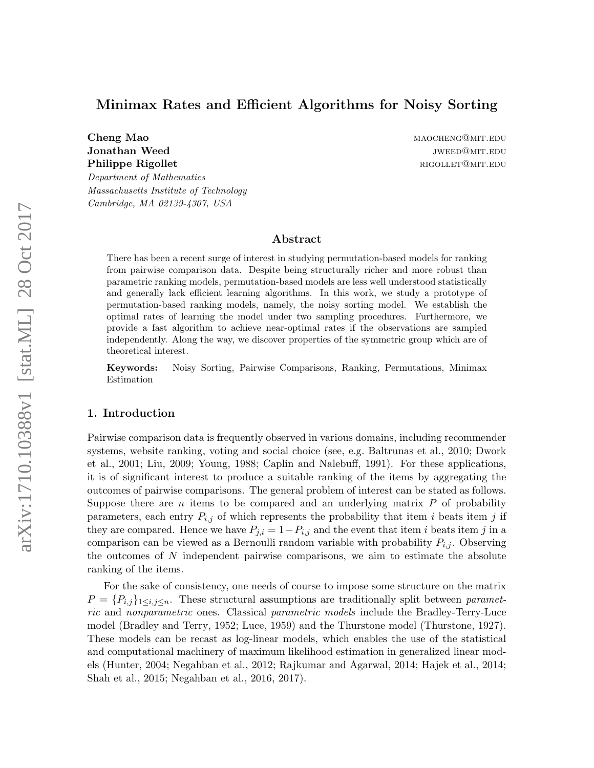# Minimax Rates and Efficient Algorithms for Noisy Sorting

**Cheng Mao** maocheng@mit.edu
**Jonathan Weed** jweed@mit.edu
**Philippe Rigollet** rigollet@mit.edu

*Department of Mathematics*
*Massachusetts Institute of Technology*
*Cambridge, MA 02139-4307, USA*

## Abstract

There has been a recent surge of interest in studying permutation-based models for ranking from pairwise comparison data. Despite being structurally richer and more robust than parametric ranking models, permutation-based models are less well understood statistically and generally lack efficient learning algorithms. In this work, we study a prototype of permutation-based ranking models, namely, the noisy sorting model. We establish the optimal rates of learning the model under two sampling procedures. Furthermore, we provide a fast algorithm to achieve near-optimal rates if the observations are sampled independently. Along the way, we discover properties of the symmetric group which are of theoretical interest.

**Keywords:** Noisy Sorting, Pairwise Comparisons, Ranking, Permutations, Minimax Estimation

## 1. Introduction

Pairwise comparison data is frequently observed in various domains, including recommender systems, website ranking, voting and social choice (see, e.g. Baltrunas et al., 2010; Dwork et al., 2001; Liu, 2009; Young, 1988; Caplin and Nalebuff, 1991). For these applications, it is of significant interest to produce a suitable ranking of the items by aggregating the outcomes of pairwise comparisons. The general problem of interest can be stated as follows. Suppose there are $n$ items to be compared and an underlying matrix $P$ of probability parameters, each entry $P_{i,j}$ of which represents the probability that item $i$ beats item $j$ if they are compared. Hence we have $P_{j,i} = 1 - P_{i,j}$ and the event that item $i$ beats item $j$ in a comparison can be viewed as a Bernoulli random variable with probability $P_{i,j}$. Observing the outcomes of $N$ independent pairwise comparisons, we aim to estimate the absolute ranking of the items.

For the sake of consistency, one needs of course to impose some structure on the matrix $P = \{P_{i,j}\}_{1 \le i,j \le n}$. These structural assumptions are traditionally split between *parametric* and *nonparametric* ones. Classical *parametric models* include the Bradley-Terry-Luce model (Bradley and Terry, 1952; Luce, 1959) and the Thurstone model (Thurstone, 1927). These models can be recast as log-linear models, which enables the use of the statistical and computational machinery of maximum likelihood estimation in generalized linear models (Hunter, 2004; Negahban et al., 2012; Rajkumar and Agarwal, 2014; Hajek et al., 2014; Shah et al., 2015; Negahban et al., 2016, 2017).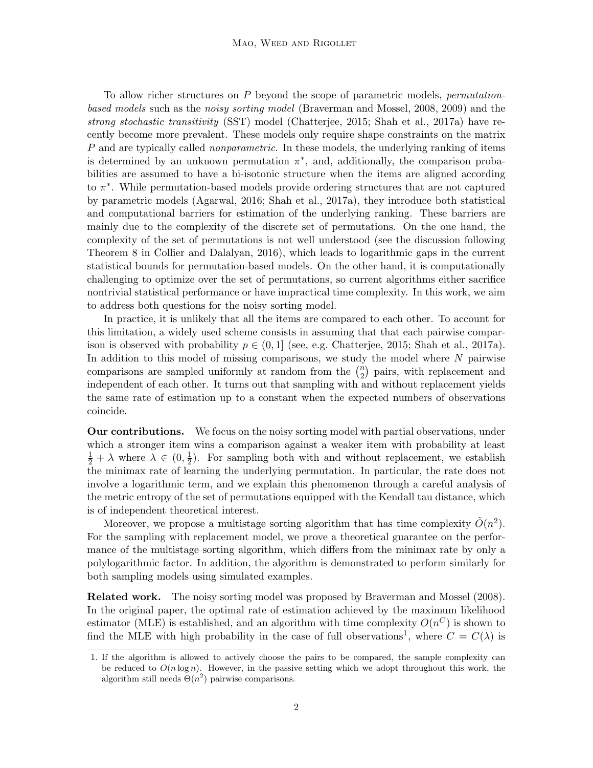To allow richer structures on $P$ beyond the scope of parametric models, *permutation-based models* such as the *noisy sorting model* (Braverman and Mossel, 2008, 2009) and the *strong stochastic transitivity* (SST) model (Chatterjee, 2015; Shah et al., 2017a) have recently become more prevalent. These models only require shape constraints on the matrix $P$ and are typically called *nonparametric*. In these models, the underlying ranking of items is determined by an unknown permutation $\pi^*$, and, additionally, the comparison probabilities are assumed to have a bi-isotonic structure when the items are aligned according to $\pi^*$. While permutation-based models provide ordering structures that are not captured by parametric models (Agarwal, 2016; Shah et al., 2017a), they introduce both statistical and computational barriers for estimation of the underlying ranking. These barriers are mainly due to the complexity of the discrete set of permutations. On the one hand, the complexity of the set of permutations is not well understood (see the discussion following Theorem 8 in Collier and Dalalyan, 2016), which leads to logarithmic gaps in the current statistical bounds for permutation-based models. On the other hand, it is computationally challenging to optimize over the set of permutations, so current algorithms either sacrifice nontrivial statistical performance or have impractical time complexity. In this work, we aim to address both questions for the noisy sorting model.

In practice, it is unlikely that all the items are compared to each other. To account for this limitation, a widely used scheme consists in assuming that that each pairwise comparison is observed with probability $p \in (0, 1]$ (see, e.g. Chatterjee, 2015; Shah et al., 2017a). In addition to this model of missing comparisons, we study the model where $N$ pairwise comparisons are sampled uniformly at random from the $\binom{n}{2}$ pairs, with replacement and independent of each other. It turns out that sampling with and without replacement yields the same rate of estimation up to a constant when the expected numbers of observations coincide.

**Our contributions.** We focus on the noisy sorting model with partial observations, under which a stronger item wins a comparison against a weaker item with probability at least $\frac{1}{2} + \lambda$ where $\lambda \in (0, \frac{1}{2})$. For sampling both with and without replacement, we establish the minimax rate of learning the underlying permutation. In particular, the rate does not involve a logarithmic term, and we explain this phenomenon through a careful analysis of the metric entropy of the set of permutations equipped with the Kendall tau distance, which is of independent theoretical interest.

Moreover, we propose a multistage sorting algorithm that has time complexity $\tilde{O}(n^2)$. For the sampling with replacement model, we prove a theoretical guarantee on the performance of the multistage sorting algorithm, which differs from the minimax rate by only a polylogarithmic factor. In addition, the algorithm is demonstrated to perform similarly for both sampling models using simulated examples.

**Related work.** The noisy sorting model was proposed by Braverman and Mossel (2008). In the original paper, the optimal rate of estimation achieved by the maximum likelihood estimator (MLE) is established, and an algorithm with time complexity $O(n^C)$ is shown to find the MLE with high probability in the case of full observations[1], where $C = C(\lambda)$ is

1. If the algorithm is allowed to actively choose the pairs to be compared, the sample complexity can be reduced to $O(n \log n)$. However, in the passive setting which we adopt throughout this work, the algorithm still needs $\Theta(n^2)$ pairwise comparisons.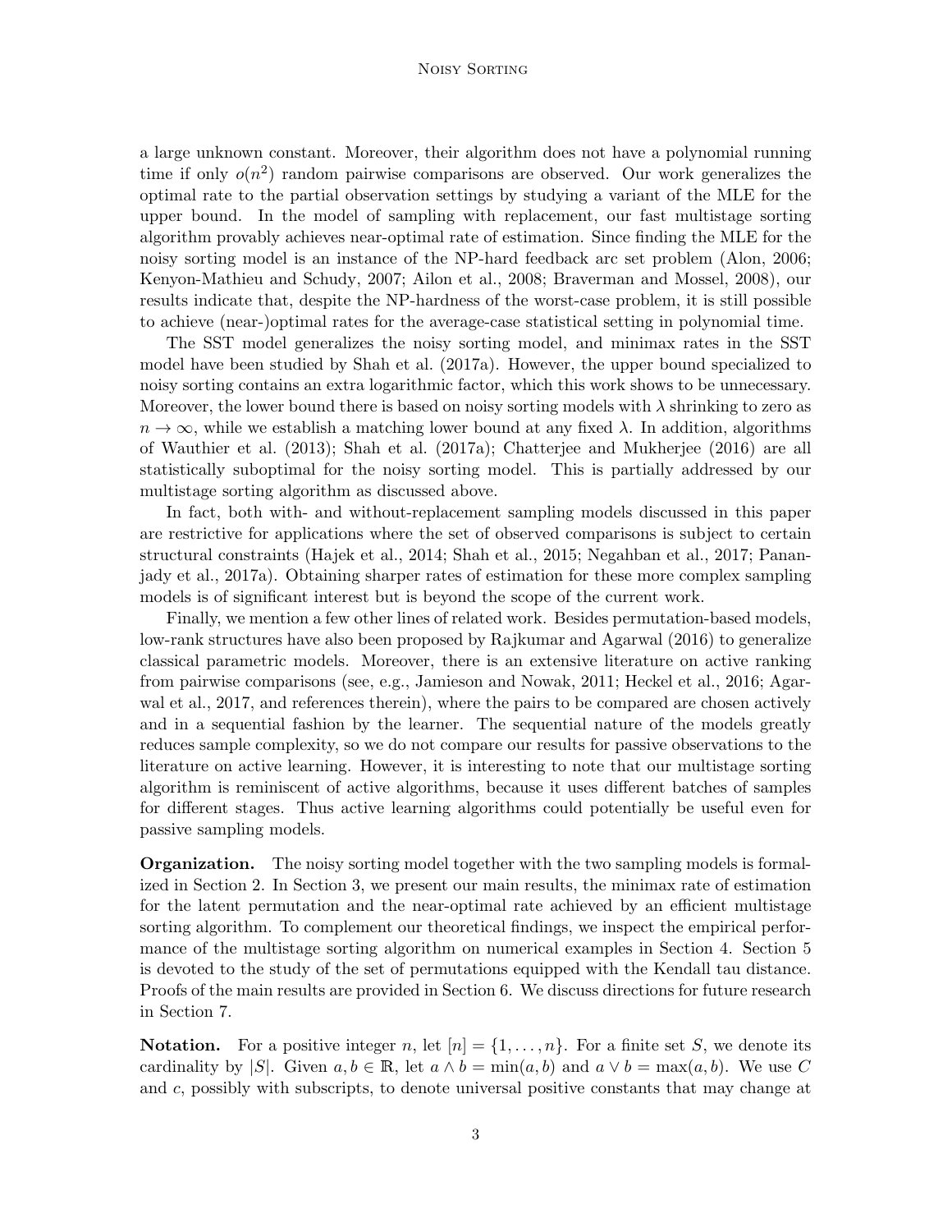a large unknown constant. Moreover, their algorithm does not have a polynomial running time if only $o(n^2)$ random pairwise comparisons are observed. Our work generalizes the optimal rate to the partial observation settings by studying a variant of the MLE for the upper bound. In the model of sampling with replacement, our fast multistage sorting algorithm provably achieves near-optimal rate of estimation. Since finding the MLE for the noisy sorting model is an instance of the NP-hard feedback arc set problem (Alon, 2006; Kenyon-Mathieu and Schudy, 2007; Ailon et al., 2008; Braverman and Mossel, 2008), our results indicate that, despite the NP-hardness of the worst-case problem, it is still possible to achieve (near-)optimal rates for the average-case statistical setting in polynomial time.

The SST model generalizes the noisy sorting model, and minimax rates in the SST model have been studied by Shah et al. (2017a). However, the upper bound specialized to noisy sorting contains an extra logarithmic factor, which this work shows to be unnecessary. Moreover, the lower bound there is based on noisy sorting models with $\lambda$ shrinking to zero as $n \to \infty$, while we establish a matching lower bound at any fixed $\lambda$. In addition, algorithms of Wauthier et al. (2013); Shah et al. (2017a); Chatterjee and Mukherjee (2016) are all statistically suboptimal for the noisy sorting model. This is partially addressed by our multistage sorting algorithm as discussed above.

In fact, both with- and without-replacement sampling models discussed in this paper are restrictive for applications where the set of observed comparisons is subject to certain structural constraints (Hajek et al., 2014; Shah et al., 2015; Negahban et al., 2017; Pananjady et al., 2017a). Obtaining sharper rates of estimation for these more complex sampling models is of significant interest but is beyond the scope of the current work.

Finally, we mention a few other lines of related work. Besides permutation-based models, low-rank structures have also been proposed by Rajkumar and Agarwal (2016) to generalize classical parametric models. Moreover, there is an extensive literature on active ranking from pairwise comparisons (see, e.g., Jamieson and Nowak, 2011; Heckel et al., 2016; Agarwal et al., 2017, and references therein), where the pairs to be compared are chosen actively and in a sequential fashion by the learner. The sequential nature of the models greatly reduces sample complexity, so we do not compare our results for passive observations to the literature on active learning. However, it is interesting to note that our multistage sorting algorithm is reminiscent of active algorithms, because it uses different batches of samples for different stages. Thus active learning algorithms could potentially be useful even for passive sampling models.

**Organization.** The noisy sorting model together with the two sampling models is formalized in Section 2. In Section 3, we present our main results, the minimax rate of estimation for the latent permutation and the near-optimal rate achieved by an efficient multistage sorting algorithm. To complement our theoretical findings, we inspect the empirical performance of the multistage sorting algorithm on numerical examples in Section 4. Section 5 is devoted to the study of the set of permutations equipped with the Kendall tau distance. Proofs of the main results are provided in Section 6. We discuss directions for future research in Section 7.

**Notation.** For a positive integer $n$, let $[n] = \{1, \ldots, n\}$. For a finite set $S$, we denote its cardinality by $|S|$. Given $a, b \in \mathbb{R}$, let $a \wedge b = \min(a, b)$ and $a \vee b = \max(a, b)$. We use $C$ and $c$, possibly with subscripts, to denote universal positive constants that may change at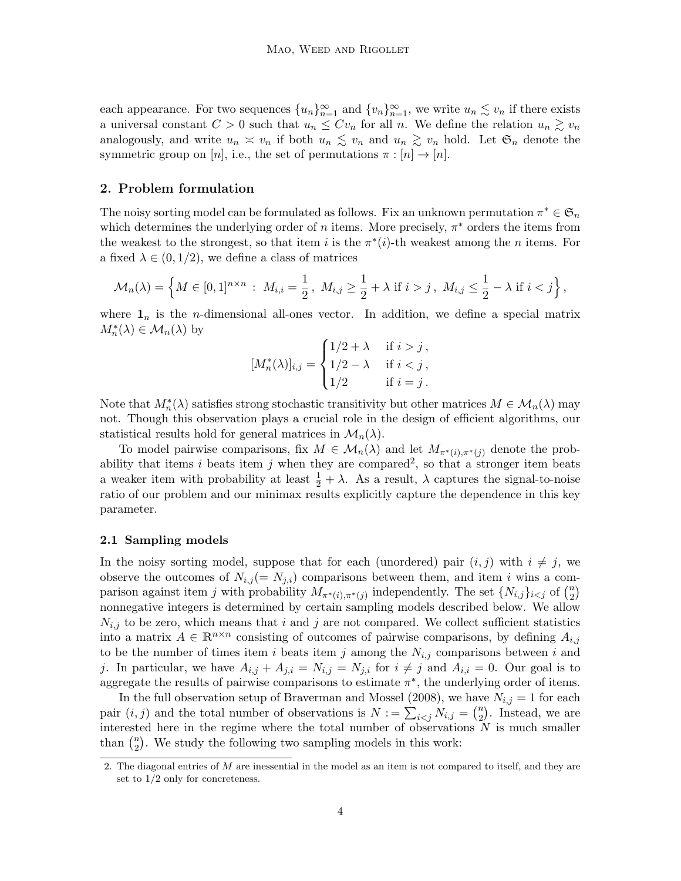each appearance. For two sequences $\{u_n\}_{n=1}^{\infty}$ and $\{v_n\}_{n=1}^{\infty}$, we write $u_n \lesssim v_n$ if there exists a universal constant $C > 0$ such that $u_n \le C v_n$ for all $n$. We define the relation $u_n \gtrsim v_n$ analogously, and write $u_n \asymp v_n$ if both $u_n \lesssim v_n$ and $u_n \gtrsim v_n$ hold. Let $\mathfrak{S}_n$ denote the symmetric group on $[n]$, i.e., the set of permutations $\pi : [n] \to [n]$.

## 2. Problem formulation

The noisy sorting model can be formulated as follows. Fix an unknown permutation $\pi^* \in \mathfrak{S}_n$ which determines the underlying order of $n$ items. More precisely, $\pi^*$ orders the items from the weakest to the strongest, so that item $i$ is the $\pi^*(i)$-th weakest among the $n$ items. For a fixed $\lambda \in (0, 1/2)$, we define a class of matrices

$$\mathcal{M}_n(\lambda) = \Big\{ M \in [0,1]^{n \times n} \ : \ M_{i,i} = \frac{1}{2}\,, \ M_{i,j} \ge \frac{1}{2} + \lambda \text{ if } i > j\,, \ M_{i,j} \le \frac{1}{2} - \lambda \text{ if } i < j \Big\}\,,$$

where $\mathbf{1}_n$ is the $n$-dimensional all-ones vector. In addition, we define a special matrix $M_n^*(\lambda) \in \mathcal{M}_n(\lambda)$ by

$$[M_n^*(\lambda)]_{i,j} = \begin{cases} 1/2 + \lambda & \text{if } i > j\,, \\ 1/2 - \lambda & \text{if } i < j\,, \\ 1/2 & \text{if } i = j\,. \end{cases}$$

Note that $M_n^*(\lambda)$ satisfies strong stochastic transitivity but other matrices $M \in \mathcal{M}_n(\lambda)$ may not. Though this observation plays a crucial role in the design of efficient algorithms, our statistical results hold for general matrices in $\mathcal{M}_n(\lambda)$.

To model pairwise comparisons, fix $M \in \mathcal{M}_n(\lambda)$ and let $M_{\pi^*(i),\pi^*(j)}$ denote the probability that items $i$ beats item $j$ when they are compared[2], so that a stronger item beats a weaker item with probability at least $\frac{1}{2} + \lambda$. As a result, $\lambda$ captures the signal-to-noise ratio of our problem and our minimax results explicitly capture the dependence in this key parameter.

### 2.1 Sampling models

In the noisy sorting model, suppose that for each (unordered) pair $(i, j)$ with $i \neq j$, we observe the outcomes of $N_{i,j} (= N_{j,i})$ comparisons between them, and item $i$ wins a comparison against item $j$ with probability $M_{\pi^*(i),\pi^*(j)}$ independently. The set $\{N_{i,j}\}_{i<j}$ of $\binom{n}{2}$ nonnegative integers is determined by certain sampling models described below. We allow $N_{i,j}$ to be zero, which means that $i$ and $j$ are not compared. We collect sufficient statistics into a matrix $A \in \mathbb{R}^{n \times n}$ consisting of outcomes of pairwise comparisons, by defining $A_{i,j}$ to be the number of times item $i$ beats item $j$ among the $N_{i,j}$ comparisons between $i$ and $j$. In particular, we have $A_{i,j} + A_{j,i} = N_{i,j} = N_{j,i}$ for $i \neq j$ and $A_{i,i} = 0$. Our goal is to aggregate the results of pairwise comparisons to estimate $\pi^*$, the underlying order of items.

In the full observation setup of Braverman and Mossel (2008), we have $N_{i,j} = 1$ for each pair $(i, j)$ and the total number of observations is $N := \sum_{i<j} N_{i,j} = \binom{n}{2}$. Instead, we are interested here in the regime where the total number of observations $N$ is much smaller than $\binom{n}{2}$. We study the following two sampling models in this work:

2. The diagonal entries of $M$ are inessential in the model as an item is not compared to itself, and they are set to $1/2$ only for concreteness.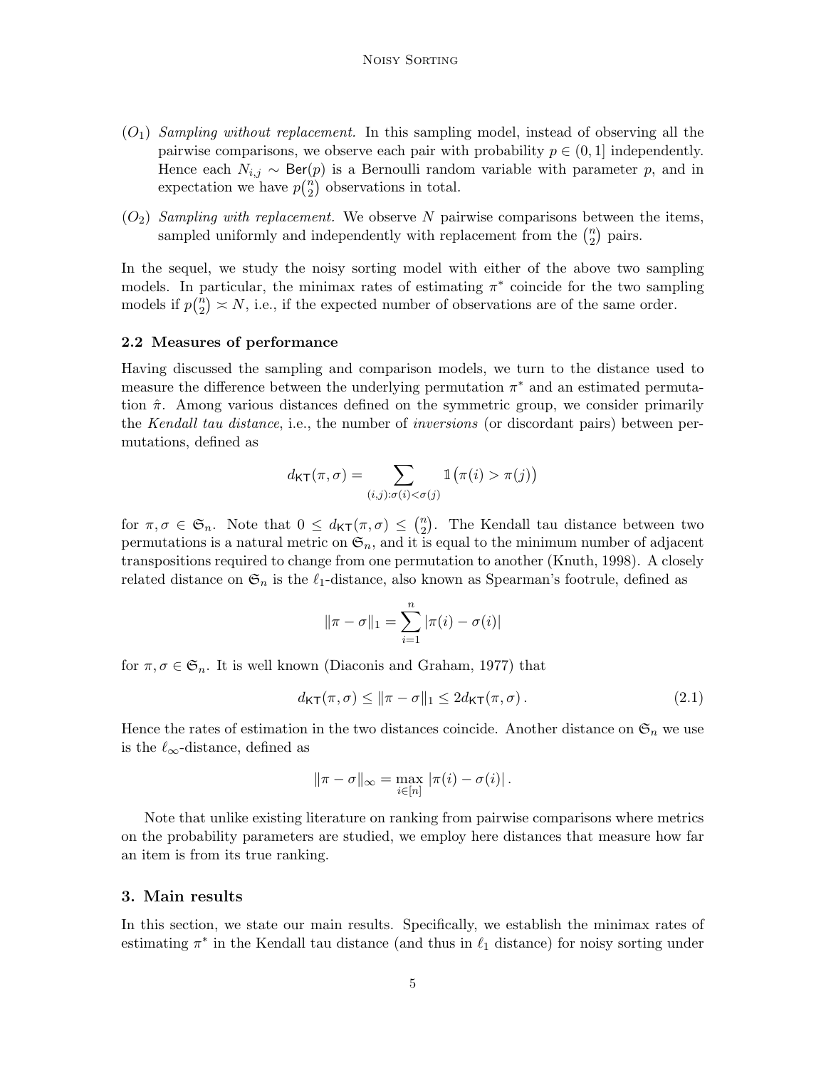- $(O_1)$ *Sampling without replacement.* In this sampling model, instead of observing all the pairwise comparisons, we observe each pair with probability $p \in (0, 1]$ independently. Hence each $N_{i,j} \sim \mathsf{Ber}(p)$ is a Bernoulli random variable with parameter $p$, and in expectation we have $p\binom{n}{2}$ observations in total.

- $(O_2)$ *Sampling with replacement.* We observe $N$ pairwise comparisons between the items, sampled uniformly and independently with replacement from the $\binom{n}{2}$ pairs.

In the sequel, we study the noisy sorting model with either of the above two sampling models. In particular, the minimax rates of estimating $\pi^*$ coincide for the two sampling models if $p\binom{n}{2} \asymp N$, i.e., if the expected number of observations are of the same order.

### 2.2 Measures of performance

Having discussed the sampling and comparison models, we turn to the distance used to measure the difference between the underlying permutation $\pi^*$ and an estimated permutation $\hat{\pi}$. Among various distances defined on the symmetric group, we consider primarily the *Kendall tau distance*, i.e., the number of *inversions* (or discordant pairs) between permutations, defined as

$$d_{\mathsf{KT}}(\pi, \sigma) = \sum_{(i,j):\sigma(i)<\sigma(j)} \mathbb{1}\big(\pi(i) > \pi(j)\big)$$

for $\pi, \sigma \in \mathfrak{S}_n$. Note that $0 \leq d_{\mathsf{KT}}(\pi, \sigma) \leq \binom{n}{2}$. The Kendall tau distance between two permutations is a natural metric on $\mathfrak{S}_n$, and it is equal to the minimum number of adjacent transpositions required to change from one permutation to another (Knuth, 1998). A closely related distance on $\mathfrak{S}_n$ is the $\ell_1$-distance, also known as Spearman's footrule, defined as

$$\|\pi - \sigma\|_1 = \sum_{i=1}^{n} |\pi(i) - \sigma(i)|$$

for $\pi, \sigma \in \mathfrak{S}_n$. It is well known (Diaconis and Graham, 1977) that

$$d_{\mathsf{KT}}(\pi, \sigma) \leq \|\pi - \sigma\|_1 \leq 2 d_{\mathsf{KT}}(\pi, \sigma) \,. \tag{2.1}$$

Hence the rates of estimation in the two distances coincide. Another distance on $\mathfrak{S}_n$ we use is the $\ell_\infty$-distance, defined as

$$\|\pi - \sigma\|_\infty = \max_{i \in [n]} |\pi(i) - \sigma(i)| \,.$$

Note that unlike existing literature on ranking from pairwise comparisons where metrics on the probability parameters are studied, we employ here distances that measure how far an item is from its true ranking.

## 3. Main results

In this section, we state our main results. Specifically, we establish the minimax rates of estimating $\pi^*$ in the Kendall tau distance (and thus in $\ell_1$ distance) for noisy sorting under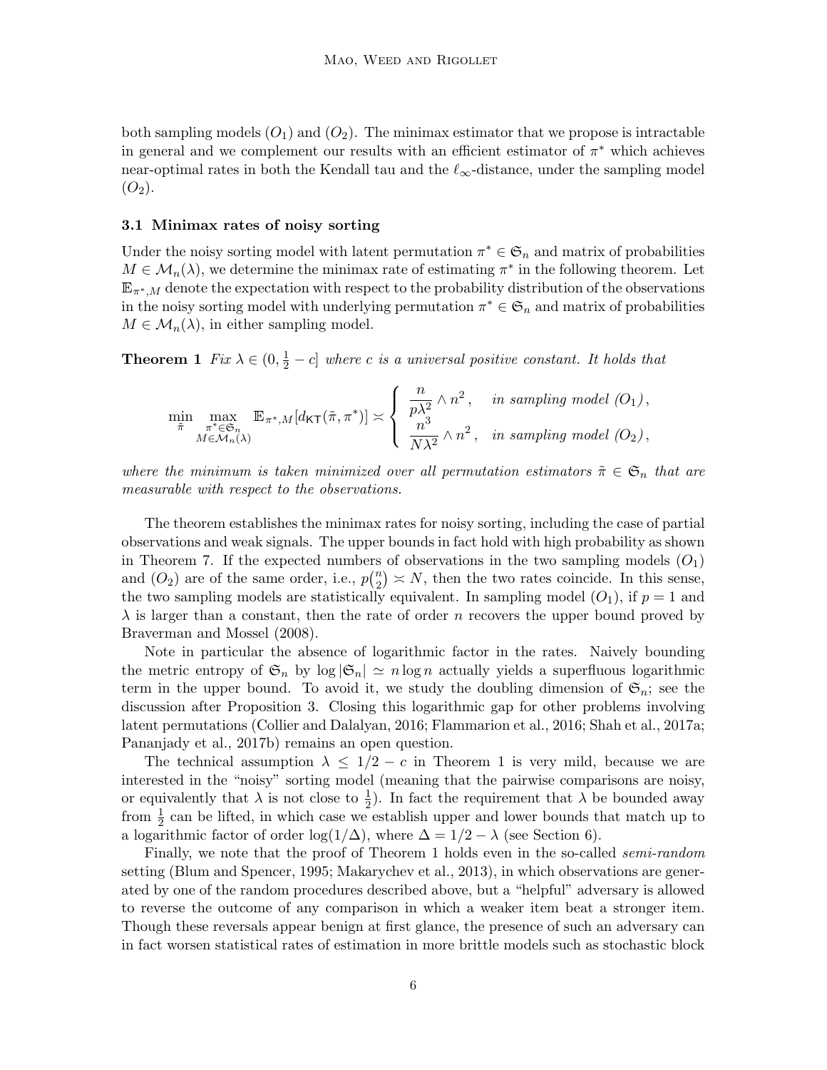both sampling models $(O_1)$ and $(O_2)$. The minimax estimator that we propose is intractable in general and we complement our results with an efficient estimator of $\pi^*$ which achieves near-optimal rates in both the Kendall tau and the $\ell_\infty$-distance, under the sampling model $(O_2)$.

### 3.1 Minimax rates of noisy sorting

Under the noisy sorting model with latent permutation $\pi^* \in \mathfrak{S}_n$ and matrix of probabilities $M \in \mathcal{M}_n(\lambda)$, we determine the minimax rate of estimating $\pi^*$ in the following theorem. Let $\mathbb{E}_{\pi^*,M}$ denote the expectation with respect to the probability distribution of the observations in the noisy sorting model with underlying permutation $\pi^* \in \mathfrak{S}_n$ and matrix of probabilities $M \in \mathcal{M}_n(\lambda)$, in either sampling model.

**Theorem 1** *Fix $\lambda \in (0, \frac{1}{2} - c]$ where $c$ is a universal positive constant. It holds that*

$$\min_{\tilde{\pi}} \max_{\substack{\pi^* \in \mathfrak{S}_n \\ M \in \mathcal{M}_n(\lambda)}} \mathbb{E}_{\pi^*,M}[d_{\mathsf{KT}}(\tilde{\pi}, \pi^*)] \asymp \begin{cases} \dfrac{n}{p\lambda^2} \wedge n^2\,, & \text{in sampling model } (O_1)\,, \\ \dfrac{n^3}{N\lambda^2} \wedge n^2\,, & \text{in sampling model } (O_2)\,, \end{cases}$$

*where the minimum is taken minimized over all permutation estimators $\tilde{\pi} \in \mathfrak{S}_n$ that are measurable with respect to the observations.*

The theorem establishes the minimax rates for noisy sorting, including the case of partial observations and weak signals. The upper bounds in fact hold with high probability as shown in Theorem 7. If the expected numbers of observations in the two sampling models $(O_1)$ and $(O_2)$ are of the same order, i.e., $p\binom{n}{2} \asymp N$, then the two rates coincide. In this sense, the two sampling models are statistically equivalent. In sampling model $(O_1)$, if $p = 1$ and $\lambda$ is larger than a constant, then the rate of order $n$ recovers the upper bound proved by Braverman and Mossel (2008).

Note in particular the absence of logarithmic factor in the rates. Naively bounding the metric entropy of $\mathfrak{S}_n$ by $\log |\mathfrak{S}_n| \simeq n \log n$ actually yields a superfluous logarithmic term in the upper bound. To avoid it, we study the doubling dimension of $\mathfrak{S}_n$; see the discussion after Proposition 3. Closing this logarithmic gap for other problems involving latent permutations (Collier and Dalalyan, 2016; Flammarion et al., 2016; Shah et al., 2017a; Pananjady et al., 2017b) remains an open question.

The technical assumption $\lambda \leq 1/2 - c$ in Theorem 1 is very mild, because we are interested in the "noisy" sorting model (meaning that the pairwise comparisons are noisy, or equivalently that $\lambda$ is not close to $\frac{1}{2}$). In fact the requirement that $\lambda$ be bounded away from $\frac{1}{2}$ can be lifted, in which case we establish upper and lower bounds that match up to a logarithmic factor of order $\log(1/\Delta)$, where $\Delta = 1/2 - \lambda$ (see Section 6).

Finally, we note that the proof of Theorem 1 holds even in the so-called *semi-random* setting (Blum and Spencer, 1995; Makarychev et al., 2013), in which observations are generated by one of the random procedures described above, but a "helpful" adversary is allowed to reverse the outcome of any comparison in which a weaker item beat a stronger item. Though these reversals appear benign at first glance, the presence of such an adversary can in fact worsen statistical rates of estimation in more brittle models such as stochastic block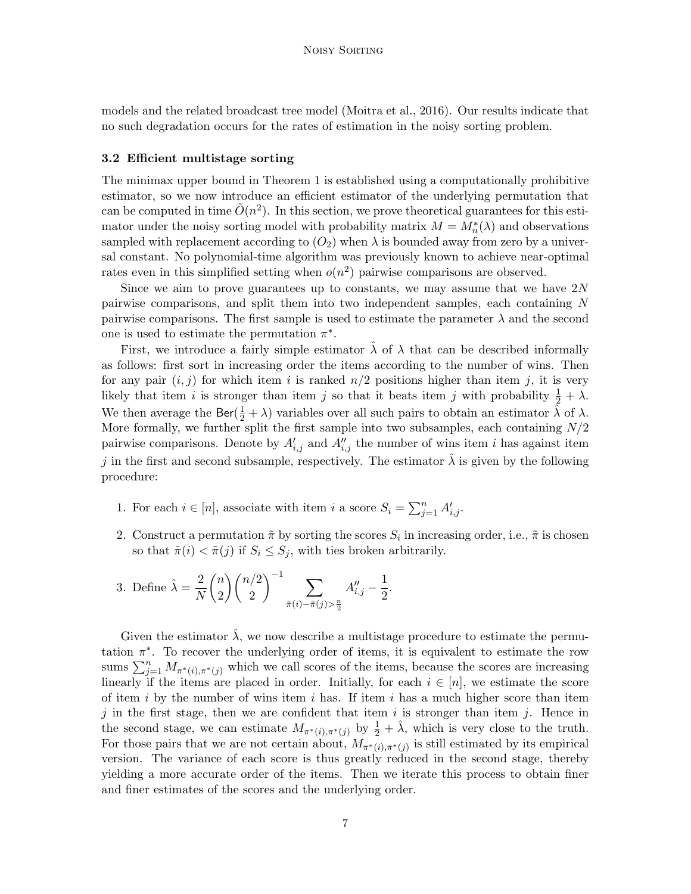models and the related broadcast tree model (Moitra et al., 2016). Our results indicate that no such degradation occurs for the rates of estimation in the noisy sorting problem.

### 3.2 Efficient multistage sorting

The minimax upper bound in Theorem 1 is established using a computationally prohibitive estimator, so we now introduce an efficient estimator of the underlying permutation that can be computed in time $\tilde{O}(n^2)$. In this section, we prove theoretical guarantees for this estimator under the noisy sorting model with probability matrix $M = M_n^*(\lambda)$ and observations sampled with replacement according to $(O_2)$ when $\lambda$ is bounded away from zero by a universal constant. No polynomial-time algorithm was previously known to achieve near-optimal rates even in this simplified setting when $o(n^2)$ pairwise comparisons are observed.

Since we aim to prove guarantees up to constants, we may assume that we have $2N$ pairwise comparisons, and split them into two independent samples, each containing $N$ pairwise comparisons. The first sample is used to estimate the parameter $\lambda$ and the second one is used to estimate the permutation $\pi^*$.

First, we introduce a fairly simple estimator $\hat{\lambda}$ of $\lambda$ that can be described informally as follows: first sort in increasing order the items according to the number of wins. Then for any pair $(i, j)$ for which item $i$ is ranked $n/2$ positions higher than item $j$, it is very likely that item $i$ is stronger than item $j$ so that it beats item $j$ with probability $\frac{1}{2} + \lambda$. We then average the $\mathsf{Ber}(\frac{1}{2} + \lambda)$ variables over all such pairs to obtain an estimator $\hat{\lambda}$ of $\lambda$. More formally, we further split the first sample into two subsamples, each containing $N/2$ pairwise comparisons. Denote by $A'_{i,j}$ and $A''_{i,j}$ the number of wins item $i$ has against item $j$ in the first and second subsample, respectively. The estimator $\hat{\lambda}$ is given by the following procedure:

1. For each $i \in [n]$, associate with item $i$ a score $S_i = \sum_{j=1}^n A'_{i,j}$.
2. Construct a permutation $\tilde{\pi}$ by sorting the scores $S_i$ in increasing order, i.e., $\tilde{\pi}$ is chosen so that $\tilde{\pi}(i) < \tilde{\pi}(j)$ if $S_i \le S_j$, with ties broken arbitrarily.
3. Define $\hat{\lambda} = \dfrac{2}{N}\dbinom{n}{2}\dbinom{n/2}{2}^{-1} \displaystyle\sum_{\tilde{\pi}(i) - \tilde{\pi}(j) > \frac{n}{2}} A''_{i,j} - \frac{1}{2}$.

Given the estimator $\hat{\lambda}$, we now describe a multistage procedure to estimate the permutation $\pi^*$. To recover the underlying order of items, it is equivalent to estimate the row sums $\sum_{j=1}^n M_{\pi^*(i),\pi^*(j)}$ which we call scores of the items, because the scores are increasing linearly if the items are placed in order. Initially, for each $i \in [n]$, we estimate the score of item $i$ by the number of wins item $i$ has. If item $i$ has a much higher score than item $j$ in the first stage, then we are confident that item $i$ is stronger than item $j$. Hence in the second stage, we can estimate $M_{\pi^*(i),\pi^*(j)}$ by $\frac{1}{2} + \hat{\lambda}$, which is very close to the truth. For those pairs that we are not certain about, $M_{\pi^*(i),\pi^*(j)}$ is still estimated by its empirical version. The variance of each score is thus greatly reduced in the second stage, thereby yielding a more accurate order of the items. Then we iterate this process to obtain finer and finer estimates of the scores and the underlying order.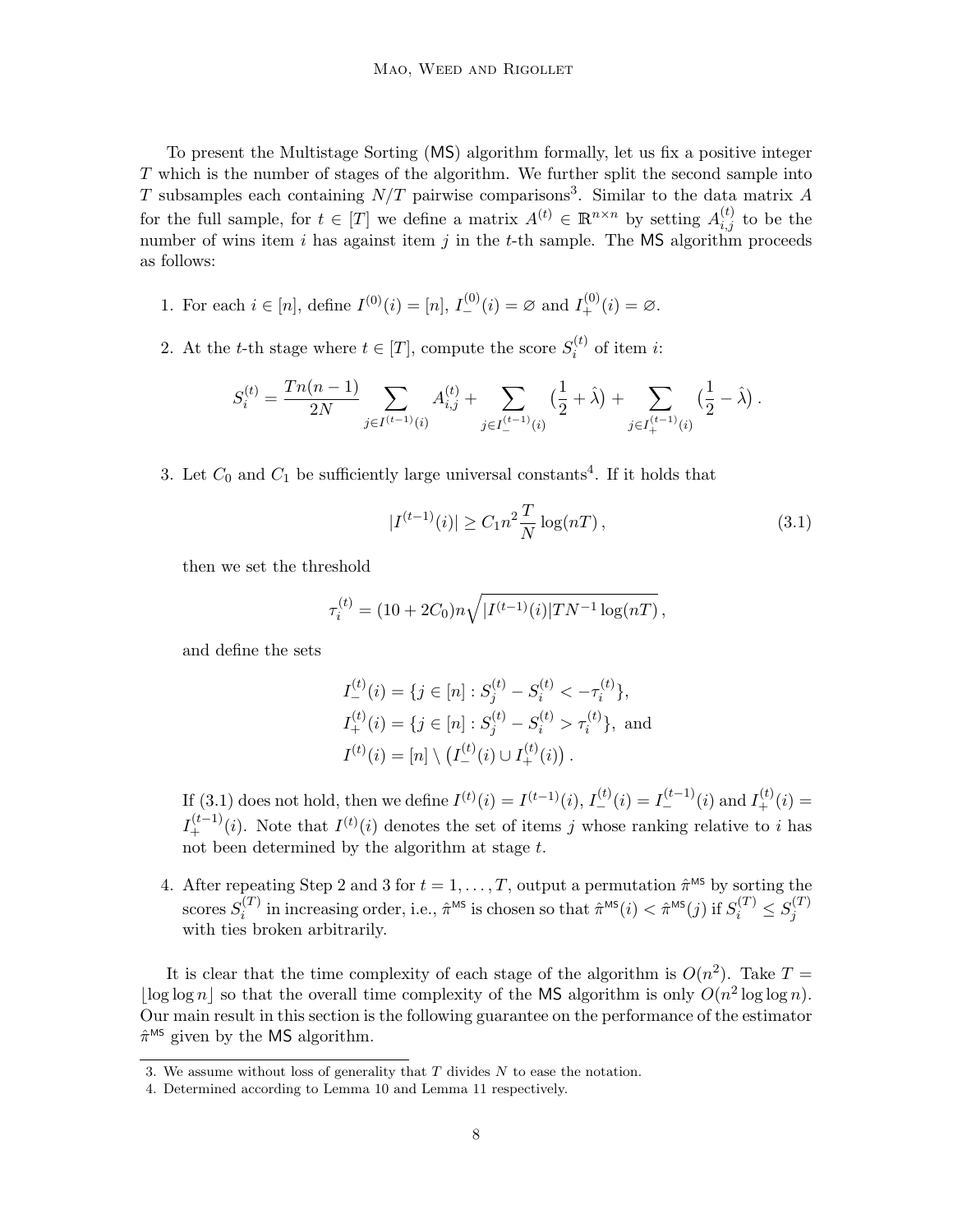To present the Multistage Sorting (MS) algorithm formally, let us fix a positive integer $T$ which is the number of stages of the algorithm. We further split the second sample into $T$ subsamples each containing $N/T$ pairwise comparisons[3]. Similar to the data matrix $A$ for the full sample, for $t \in [T]$ we define a matrix $A^{(t)} \in \mathbb{R}^{n \times n}$ by setting $A^{(t)}_{i,j}$ to be the number of wins item $i$ has against item $j$ in the $t$-th sample. The MS algorithm proceeds as follows:

1. For each $i \in [n]$, define $I^{(0)}(i) = [n]$, $I^{(0)}_-(i) = \varnothing$ and $I^{(0)}_+(i) = \varnothing$.

2. At the $t$-th stage where $t \in [T]$, compute the score $S^{(t)}_i$ of item $i$:

$$S^{(t)}_i = \frac{Tn(n-1)}{2N} \sum_{j \in I^{(t-1)}(i)} A^{(t)}_{i,j} + \sum_{j \in I^{(t-1)}_-(i)} \big(\frac{1}{2} + \hat{\lambda}\big) + \sum_{j \in I^{(t-1)}_+(i)} \big(\frac{1}{2} - \hat{\lambda}\big)\,.$$

3. Let $C_0$ and $C_1$ be sufficiently large universal constants[4]. If it holds that

$$|I^{(t-1)}(i)| \geq C_1 n^2 \frac{T}{N} \log(nT)\,, \tag{3.1}$$

then we set the threshold

$$\tau^{(t)}_i = (10 + 2C_0) n \sqrt{|I^{(t-1)}(i)| T N^{-1} \log(nT)}\,,$$

and define the sets

$$\begin{aligned}
I^{(t)}_-(i) &= \{j \in [n] : S^{(t)}_j - S^{(t)}_i < -\tau^{(t)}_i\}, \\
I^{(t)}_+(i) &= \{j \in [n] : S^{(t)}_j - S^{(t)}_i > \tau^{(t)}_i\}, \text{ and} \\
I^{(t)}(i) &= [n] \setminus \big(I^{(t)}_-(i) \cup I^{(t)}_+(i)\big)\,.
\end{aligned}$$

If (3.1) does not hold, then we define $I^{(t)}(i) = I^{(t-1)}(i)$, $I^{(t)}_-(i) = I^{(t-1)}_-(i)$ and $I^{(t)}_+(i) = I^{(t-1)}_+(i)$. Note that $I^{(t)}(i)$ denotes the set of items $j$ whose ranking relative to $i$ has not been determined by the algorithm at stage $t$.

4. After repeating Step 2 and 3 for $t = 1, \ldots, T$, output a permutation $\hat{\pi}^{\mathsf{MS}}$ by sorting the scores $S^{(T)}_i$ in increasing order, i.e., $\hat{\pi}^{\mathsf{MS}}$ is chosen so that $\hat{\pi}^{\mathsf{MS}}(i) < \hat{\pi}^{\mathsf{MS}}(j)$ if $S^{(T)}_i \leq S^{(T)}_j$ with ties broken arbitrarily.

It is clear that the time complexity of each stage of the algorithm is $O(n^2)$. Take $T = \lfloor \log \log n \rfloor$ so that the overall time complexity of the MS algorithm is only $O(n^2 \log \log n)$. Our main result in this section is the following guarantee on the performance of the estimator $\hat{\pi}^{\mathsf{MS}}$ given by the MS algorithm.

---

3. We assume without loss of generality that $T$ divides $N$ to ease the notation.

4. Determined according to Lemma 10 and Lemma 11 respectively.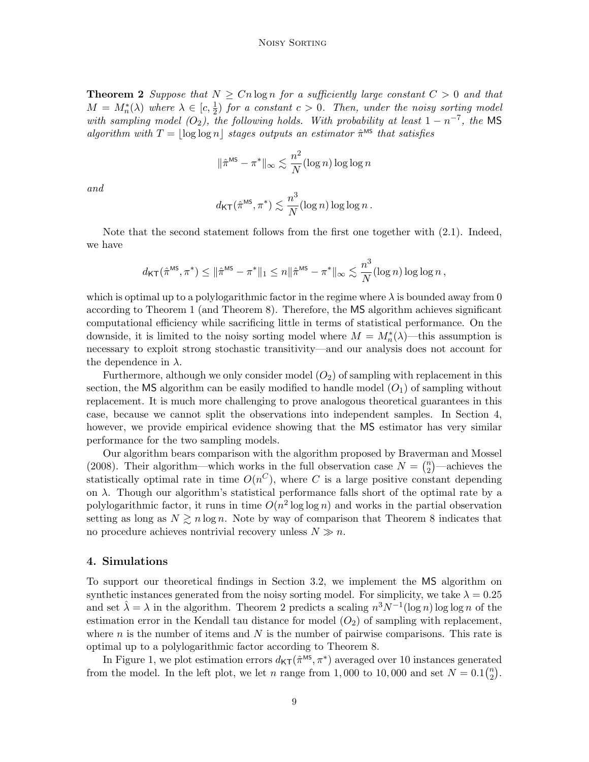**Theorem 2** *Suppose that $N \geq Cn \log n$ for a sufficiently large constant $C > 0$ and that $M = M_n^*(\lambda)$ where $\lambda \in [c, \frac{1}{2})$ for a constant $c > 0$. Then, under the noisy sorting model with sampling model ($O_2$), the following holds. With probability at least $1 - n^{-7}$, the* MS *algorithm with $T = \lfloor \log \log n \rfloor$ stages outputs an estimator $\hat{\pi}^{\mathsf{MS}}$ that satisfies*

$$\|\hat{\pi}^{\mathsf{MS}} - \pi^*\|_\infty \lesssim \frac{n^2}{N} (\log n) \log \log n$$

*and*

$$d_{\mathsf{KT}}(\hat{\pi}^{\mathsf{MS}}, \pi^*) \lesssim \frac{n^3}{N} (\log n) \log \log n \,.$$

Note that the second statement follows from the first one together with (2.1). Indeed, we have

$$d_{\mathsf{KT}}(\hat{\pi}^{\mathsf{MS}}, \pi^*) \leq \|\hat{\pi}^{\mathsf{MS}} - \pi^*\|_1 \leq n \|\hat{\pi}^{\mathsf{MS}} - \pi^*\|_\infty \lesssim \frac{n^3}{N} (\log n) \log \log n \,,$$

which is optimal up to a polylogarithmic factor in the regime where $\lambda$ is bounded away from 0 according to Theorem 1 (and Theorem 8). Therefore, the MS algorithm achieves significant computational efficiency while sacrificing little in terms of statistical performance. On the downside, it is limited to the noisy sorting model where $M = M_n^*(\lambda)$—this assumption is necessary to exploit strong stochastic transitivity—and our analysis does not account for the dependence in $\lambda$.

Furthermore, although we only consider model ($O_2$) of sampling with replacement in this section, the MS algorithm can be easily modified to handle model ($O_1$) of sampling without replacement. It is much more challenging to prove analogous theoretical guarantees in this case, because we cannot split the observations into independent samples. In Section 4, however, we provide empirical evidence showing that the MS estimator has very similar performance for the two sampling models.

Our algorithm bears comparison with the algorithm proposed by Braverman and Mossel (2008). Their algorithm—which works in the full observation case $N = \binom{n}{2}$—achieves the statistically optimal rate in time $O(n^C)$, where $C$ is a large positive constant depending on $\lambda$. Though our algorithm's statistical performance falls short of the optimal rate by a polylogarithmic factor, it runs in time $O(n^2 \log \log n)$ and works in the partial observation setting as long as $N \gtrsim n \log n$. Note by way of comparison that Theorem 8 indicates that no procedure achieves nontrivial recovery unless $N \gg n$.

## 4. Simulations

To support our theoretical findings in Section 3.2, we implement the MS algorithm on synthetic instances generated from the noisy sorting model. For simplicity, we take $\lambda = 0.25$ and set $\hat{\lambda} = \lambda$ in the algorithm. Theorem 2 predicts a scaling $n^3 N^{-1} (\log n) \log \log n$ of the estimation error in the Kendall tau distance for model ($O_2$) of sampling with replacement, where $n$ is the number of items and $N$ is the number of pairwise comparisons. This rate is optimal up to a polylogarithmic factor according to Theorem 8.

In Figure 1, we plot estimation errors $d_{\mathsf{KT}}(\hat{\pi}^{\mathsf{MS}}, \pi^*)$ averaged over 10 instances generated from the model. In the left plot, we let $n$ range from 1,000 to 10,000 and set $N = 0.1\binom{n}{2}$.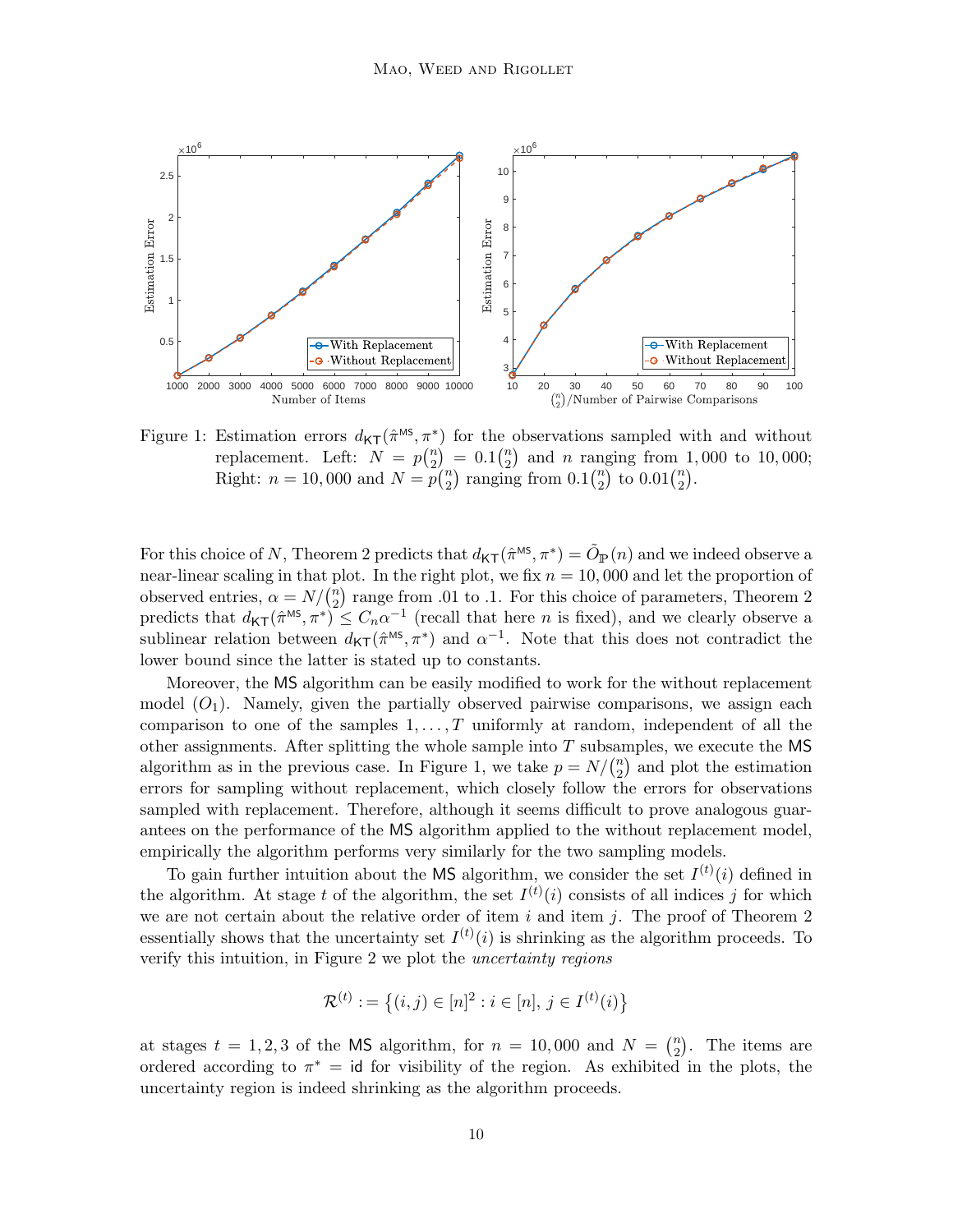Figure 1: Estimation errors $d_{\mathsf{KT}}(\hat{\pi}^{\mathsf{MS}}, \pi^*)$ for the observations sampled with and without replacement. Left: $N = p\binom{n}{2} = 0.1\binom{n}{2}$ and $n$ ranging from 1,000 to 10,000; Right: $n = 10,000$ and $N = p\binom{n}{2}$ ranging from $0.1\binom{n}{2}$ to $0.01\binom{n}{2}$.

For this choice of $N$, Theorem 2 predicts that $d_{\mathsf{KT}}(\hat{\pi}^{\mathsf{MS}}, \pi^*) = \tilde{O}_{\mathbb{P}}(n)$ and we indeed observe a near-linear scaling in that plot. In the right plot, we fix $n = 10,000$ and let the proportion of observed entries, $\alpha = N/\binom{n}{2}$ range from .01 to .1. For this choice of parameters, Theorem 2 predicts that $d_{\mathsf{KT}}(\hat{\pi}^{\mathsf{MS}}, \pi^*) \leq C_n \alpha^{-1}$ (recall that here $n$ is fixed), and we clearly observe a sublinear relation between $d_{\mathsf{KT}}(\hat{\pi}^{\mathsf{MS}}, \pi^*)$ and $\alpha^{-1}$. Note that this does not contradict the lower bound since the latter is stated up to constants.

Moreover, the MS algorithm can be easily modified to work for the without replacement model $(O_1)$. Namely, given the partially observed pairwise comparisons, we assign each comparison to one of the samples $1, \ldots, T$ uniformly at random, independent of all the other assignments. After splitting the whole sample into $T$ subsamples, we execute the MS algorithm as in the previous case. In Figure 1, we take $p = N/\binom{n}{2}$ and plot the estimation errors for sampling without replacement, which closely follow the errors for observations sampled with replacement. Therefore, although it seems difficult to prove analogous guarantees on the performance of the MS algorithm applied to the without replacement model, empirically the algorithm performs very similarly for the two sampling models.

To gain further intuition about the MS algorithm, we consider the set $I^{(t)}(i)$ defined in the algorithm. At stage $t$ of the algorithm, the set $I^{(t)}(i)$ consists of all indices $j$ for which we are not certain about the relative order of item $i$ and item $j$. The proof of Theorem 2 essentially shows that the uncertainty set $I^{(t)}(i)$ is shrinking as the algorithm proceeds. To verify this intuition, in Figure 2 we plot the *uncertainty regions*

$$\mathcal{R}^{(t)} := \left\{(i,j) \in [n]^2 : i \in [n],\, j \in I^{(t)}(i)\right\}$$

at stages $t = 1, 2, 3$ of the MS algorithm, for $n = 10,000$ and $N = \binom{n}{2}$. The items are ordered according to $\pi^* = \mathsf{id}$ for visibility of the region. As exhibited in the plots, the uncertainty region is indeed shrinking as the algorithm proceeds.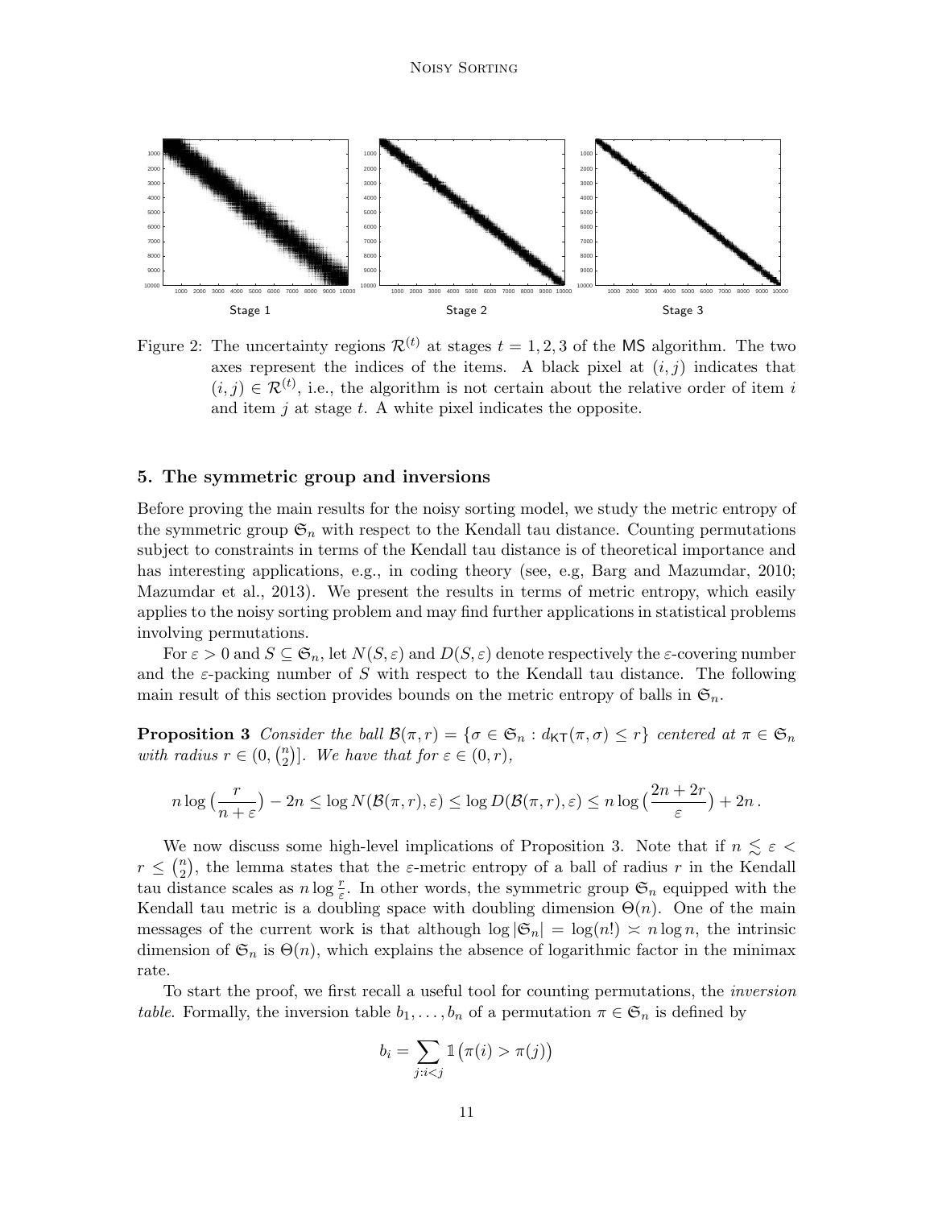Figure 2: The uncertainty regions $\mathcal{R}^{(t)}$ at stages $t = 1, 2, 3$ of the MS algorithm. The two axes represent the indices of the items. A black pixel at $(i, j)$ indicates that $(i, j) \in \mathcal{R}^{(t)}$, i.e., the algorithm is not certain about the relative order of item $i$ and item $j$ at stage $t$. A white pixel indicates the opposite.

## 5. The symmetric group and inversions

Before proving the main results for the noisy sorting model, we study the metric entropy of the symmetric group $\mathfrak{S}_n$ with respect to the Kendall tau distance. Counting permutations subject to constraints in terms of the Kendall tau distance is of theoretical importance and has interesting applications, e.g., in coding theory (see, e.g, Barg and Mazumdar, 2010; Mazumdar et al., 2013). We present the results in terms of metric entropy, which easily applies to the noisy sorting problem and may find further applications in statistical problems involving permutations.

For $\varepsilon > 0$ and $S \subseteq \mathfrak{S}_n$, let $N(S, \varepsilon)$ and $D(S, \varepsilon)$ denote respectively the $\varepsilon$-covering number and the $\varepsilon$-packing number of $S$ with respect to the Kendall tau distance. The following main result of this section provides bounds on the metric entropy of balls in $\mathfrak{S}_n$.

**Proposition 3** *Consider the ball $\mathcal{B}(\pi, r) = \{\sigma \in \mathfrak{S}_n : d_{\mathsf{KT}}(\pi, \sigma) \leq r\}$ centered at $\pi \in \mathfrak{S}_n$ with radius $r \in (0, \binom{n}{2}]$. We have that for $\varepsilon \in (0, r)$,*

$$n \log \big(\frac{r}{n + \varepsilon}\big) - 2n \leq \log N(\mathcal{B}(\pi, r), \varepsilon) \leq \log D(\mathcal{B}(\pi, r), \varepsilon) \leq n \log \big(\frac{2n + 2r}{\varepsilon}\big) + 2n\,.$$

We now discuss some high-level implications of Proposition 3. Note that if $n \lesssim \varepsilon < r \leq \binom{n}{2}$, the lemma states that the $\varepsilon$-metric entropy of a ball of radius $r$ in the Kendall tau distance scales as $n \log \frac{r}{\varepsilon}$. In other words, the symmetric group $\mathfrak{S}_n$ equipped with the Kendall tau metric is a doubling space with doubling dimension $\Theta(n)$. One of the main messages of the current work is that although $\log |\mathfrak{S}_n| = \log(n!) \asymp n \log n$, the intrinsic dimension of $\mathfrak{S}_n$ is $\Theta(n)$, which explains the absence of logarithmic factor in the minimax rate.

To start the proof, we first recall a useful tool for counting permutations, the *inversion table*. Formally, the inversion table $b_1, \dots, b_n$ of a permutation $\pi \in \mathfrak{S}_n$ is defined by

$$b_i = \sum_{j : i < j} \mathbb{1}\big(\pi(i) > \pi(j)\big)$$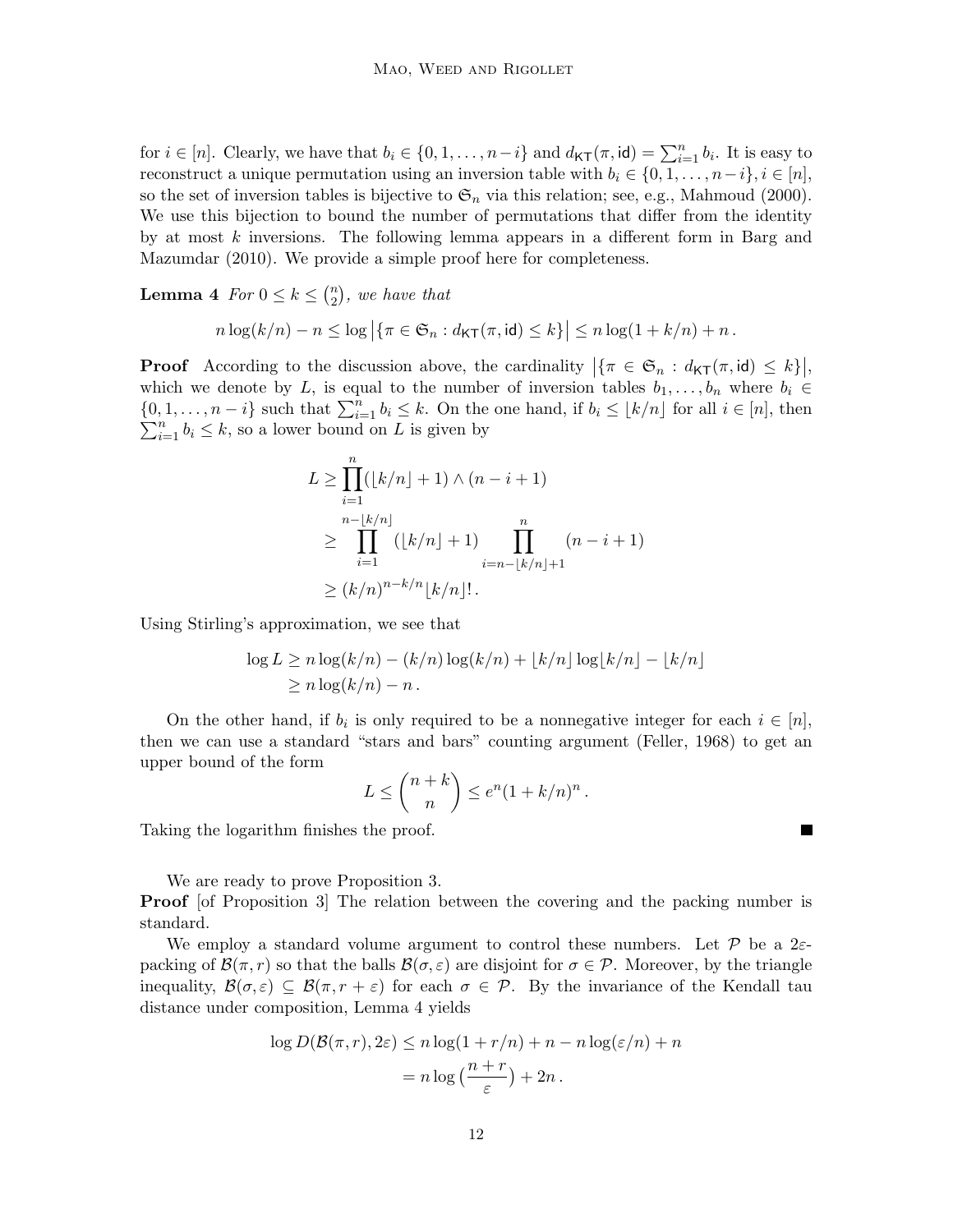for $i \in [n]$. Clearly, we have that $b_i \in \{0, 1, \dots, n-i\}$ and $d_{\mathsf{KT}}(\pi, \mathsf{id}) = \sum_{i=1}^n b_i$. It is easy to reconstruct a unique permutation using an inversion table with $b_i \in \{0, 1, \dots, n-i\}, i \in [n]$, so the set of inversion tables is bijective to $\mathfrak{S}_n$ via this relation; see, e.g., Mahmoud (2000). We use this bijection to bound the number of permutations that differ from the identity by at most $k$ inversions. The following lemma appears in a different form in Barg and Mazumdar (2010). We provide a simple proof here for completeness.

**Lemma 4** *For $0 \le k \le \binom{n}{2}$, we have that*

$$n \log(k/n) - n \le \log \left|\{\pi \in \mathfrak{S}_n : d_{\mathsf{KT}}(\pi, \mathsf{id}) \le k\}\right| \le n \log(1 + k/n) + n\,.$$

**Proof** According to the discussion above, the cardinality $\left|\{\pi \in \mathfrak{S}_n : d_{\mathsf{KT}}(\pi, \mathsf{id}) \le k\}\right|$, which we denote by $L$, is equal to the number of inversion tables $b_1, \dots, b_n$ where $b_i \in \{0, 1, \dots, n-i\}$ such that $\sum_{i=1}^n b_i \le k$. On the one hand, if $b_i \le \lfloor k/n \rfloor$ for all $i \in [n]$, then $\sum_{i=1}^n b_i \le k$, so a lower bound on $L$ is given by

$$\begin{aligned}
L &\ge \prod_{i=1}^{n} (\lfloor k/n \rfloor + 1) \wedge (n - i + 1) \\
&\ge \prod_{i=1}^{n-\lfloor k/n \rfloor} (\lfloor k/n \rfloor + 1) \prod_{i=n-\lfloor k/n \rfloor+1}^{n} (n - i + 1) \\
&\ge (k/n)^{n-k/n} \lfloor k/n \rfloor!\,.
\end{aligned}$$

Using Stirling's approximation, we see that

$$\begin{aligned}
\log L &\ge n \log(k/n) - (k/n)\log(k/n) + \lfloor k/n \rfloor \log \lfloor k/n \rfloor - \lfloor k/n \rfloor \\
&\ge n \log(k/n) - n\,.
\end{aligned}$$

On the other hand, if $b_i$ is only required to be a nonnegative integer for each $i \in [n]$, then we can use a standard "stars and bars" counting argument (Feller, 1968) to get an upper bound of the form

$$L \le \binom{n+k}{n} \le e^n (1 + k/n)^n\,.$$

Taking the logarithm finishes the proof. ∎

We are ready to prove Proposition 3.

**Proof** [of Proposition 3] The relation between the covering and the packing number is standard.

We employ a standard volume argument to control these numbers. Let $\mathcal{P}$ be a $2\varepsilon$-packing of $\mathcal{B}(\pi, r)$ so that the balls $\mathcal{B}(\sigma, \varepsilon)$ are disjoint for $\sigma \in \mathcal{P}$. Moreover, by the triangle inequality, $\mathcal{B}(\sigma, \varepsilon) \subseteq \mathcal{B}(\pi, r + \varepsilon)$ for each $\sigma \in \mathcal{P}$. By the invariance of the Kendall tau distance under composition, Lemma 4 yields

$$\begin{aligned}
\log D(\mathcal{B}(\pi, r), 2\varepsilon) &\le n \log(1 + r/n) + n - n \log(\varepsilon/n) + n \\
&= n \log\big(\frac{n + r}{\varepsilon}\big) + 2n\,.
\end{aligned}$$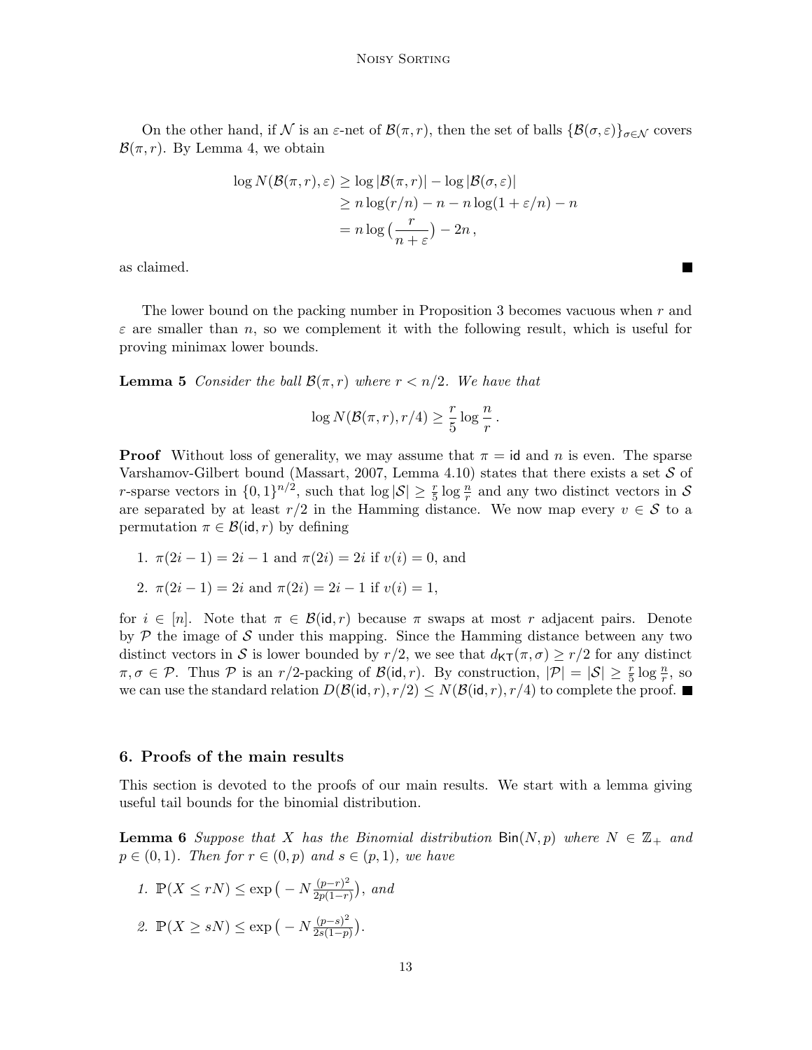On the other hand, if $\mathcal{N}$ is an $\varepsilon$-net of $\mathcal{B}(\pi, r)$, then the set of balls $\{\mathcal{B}(\sigma, \varepsilon)\}_{\sigma \in \mathcal{N}}$ covers $\mathcal{B}(\pi, r)$. By Lemma 4, we obtain

$$
\begin{aligned}
\log N(\mathcal{B}(\pi, r), \varepsilon) &\geq \log |\mathcal{B}(\pi, r)| - \log |\mathcal{B}(\sigma, \varepsilon)| \\
&\geq n \log(r/n) - n - n \log(1 + \varepsilon/n) - n \\
&= n \log\big(\frac{r}{n + \varepsilon}\big) - 2n\,,
\end{aligned}
$$

as claimed. ■

The lower bound on the packing number in Proposition 3 becomes vacuous when $r$ and $\varepsilon$ are smaller than $n$, so we complement it with the following result, which is useful for proving minimax lower bounds.

**Lemma 5** *Consider the ball $\mathcal{B}(\pi, r)$ where $r < n/2$. We have that*

$$
\log N(\mathcal{B}(\pi, r), r/4) \geq \frac{r}{5} \log \frac{n}{r}\,.
$$

**Proof** Without loss of generality, we may assume that $\pi = \mathsf{id}$ and $n$ is even. The sparse Varshamov-Gilbert bound (Massart, 2007, Lemma 4.10) states that there exists a set $\mathcal{S}$ of $r$-sparse vectors in $\{0,1\}^{n/2}$, such that $\log |\mathcal{S}| \geq \frac{r}{5} \log \frac{n}{r}$ and any two distinct vectors in $\mathcal{S}$ are separated by at least $r/2$ in the Hamming distance. We now map every $v \in \mathcal{S}$ to a permutation $\pi \in \mathcal{B}(\mathsf{id}, r)$ by defining

1. $\pi(2i-1) = 2i-1$ and $\pi(2i) = 2i$ if $v(i) = 0$, and
2. $\pi(2i-1) = 2i$ and $\pi(2i) = 2i-1$ if $v(i) = 1$,

for $i \in [n]$. Note that $\pi \in \mathcal{B}(\mathsf{id}, r)$ because $\pi$ swaps at most $r$ adjacent pairs. Denote by $\mathcal{P}$ the image of $\mathcal{S}$ under this mapping. Since the Hamming distance between any two distinct vectors in $\mathcal{S}$ is lower bounded by $r/2$, we see that $d_{\mathsf{KT}}(\pi, \sigma) \geq r/2$ for any distinct $\pi, \sigma \in \mathcal{P}$. Thus $\mathcal{P}$ is an $r/2$-packing of $\mathcal{B}(\mathsf{id}, r)$. By construction, $|\mathcal{P}| = |\mathcal{S}| \geq \frac{r}{5} \log \frac{n}{r}$, so we can use the standard relation $D(\mathcal{B}(\mathsf{id}, r), r/2) \leq N(\mathcal{B}(\mathsf{id}, r), r/4)$ to complete the proof. ■

## 6. Proofs of the main results

This section is devoted to the proofs of our main results. We start with a lemma giving useful tail bounds for the binomial distribution.

**Lemma 6** *Suppose that $X$ has the Binomial distribution $\mathsf{Bin}(N, p)$ where $N \in \mathbb{Z}_+$ and $p \in (0,1)$. Then for $r \in (0, p)$ and $s \in (p, 1)$, we have*

1. $\mathbb{P}(X \leq rN) \leq \exp\big(-N \frac{(p-r)^2}{2p(1-r)}\big)$, *and*
2. $\mathbb{P}(X \geq sN) \leq \exp\big(-N \frac{(p-s)^2}{2s(1-p)}\big)$.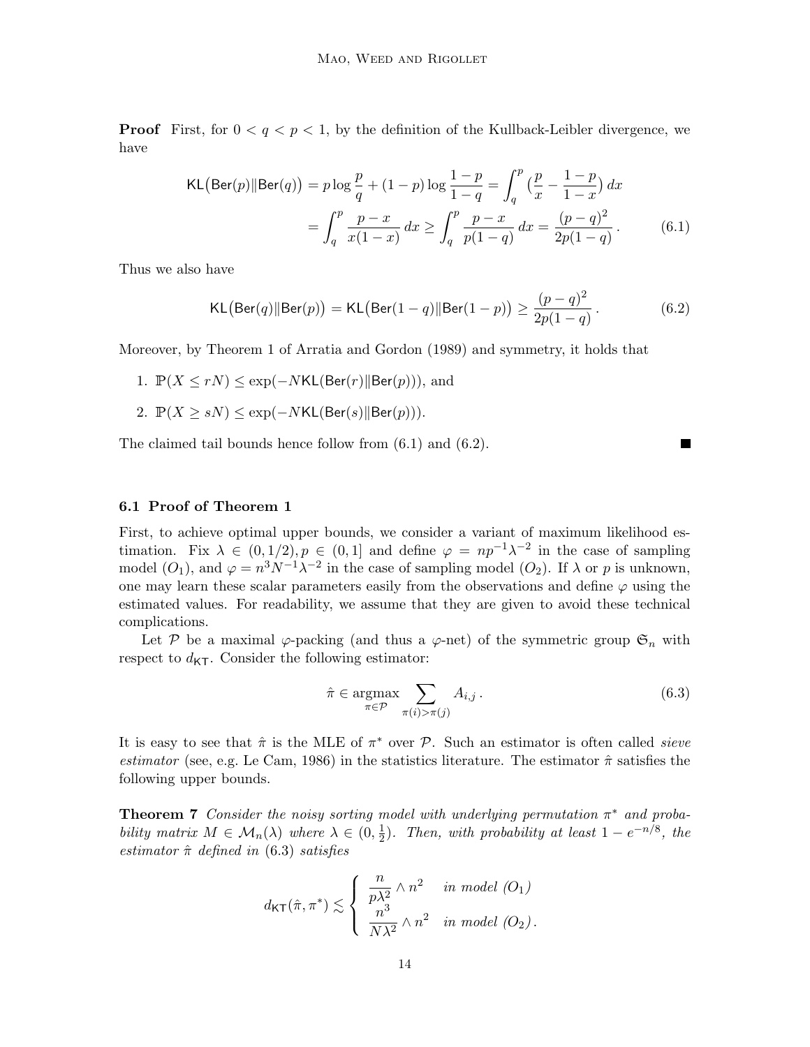**Proof** First, for $0 < q < p < 1$, by the definition of the Kullback-Leibler divergence, we have

$$\mathsf{KL}\big(\mathsf{Ber}(p)\|\mathsf{Ber}(q)\big) = p \log \frac{p}{q} + (1-p) \log \frac{1-p}{1-q} = \int_q^p \big(\frac{p}{x} - \frac{1-p}{1-x}\big)\, dx$$
$$= \int_q^p \frac{p-x}{x(1-x)}\, dx \geq \int_q^p \frac{p-x}{p(1-q)}\, dx = \frac{(p-q)^2}{2p(1-q)}\,. \tag{6.1}$$

Thus we also have

$$\mathsf{KL}\big(\mathsf{Ber}(q)\|\mathsf{Ber}(p)\big) = \mathsf{KL}\big(\mathsf{Ber}(1-q)\|\mathsf{Ber}(1-p)\big) \geq \frac{(p-q)^2}{2p(1-q)}\,. \tag{6.2}$$

Moreover, by Theorem 1 of Arratia and Gordon (1989) and symmetry, it holds that

1. $\mathbb{P}(X \leq rN) \leq \exp(-N\mathsf{KL}(\mathsf{Ber}(r)\|\mathsf{Ber}(p)))$, and
2. $\mathbb{P}(X \geq sN) \leq \exp(-N\mathsf{KL}(\mathsf{Ber}(s)\|\mathsf{Ber}(p)))$.

The claimed tail bounds hence follow from (6.1) and (6.2). ∎

### 6.1 Proof of Theorem 1

First, to achieve optimal upper bounds, we consider a variant of maximum likelihood estimation. Fix $\lambda \in (0, 1/2), p \in (0, 1]$ and define $\varphi = np^{-1}\lambda^{-2}$ in the case of sampling model $(O_1)$, and $\varphi = n^3N^{-1}\lambda^{-2}$ in the case of sampling model $(O_2)$. If $\lambda$ or $p$ is unknown, one may learn these scalar parameters easily from the observations and define $\varphi$ using the estimated values. For readability, we assume that they are given to avoid these technical complications.

Let $\mathcal{P}$ be a maximal $\varphi$-packing (and thus a $\varphi$-net) of the symmetric group $\mathfrak{S}_n$ with respect to $d_{\mathsf{KT}}$. Consider the following estimator:

$$\hat{\pi} \in \operatorname*{argmax}_{\pi \in \mathcal{P}} \sum_{\pi(i) > \pi(j)} A_{i,j}\,. \tag{6.3}$$

It is easy to see that $\hat{\pi}$ is the MLE of $\pi^*$ over $\mathcal{P}$. Such an estimator is often called *sieve estimator* (see, e.g. Le Cam, 1986) in the statistics literature. The estimator $\hat{\pi}$ satisfies the following upper bounds.

**Theorem 7** *Consider the noisy sorting model with underlying permutation $\pi^*$ and probability matrix $M \in \mathcal{M}_n(\lambda)$ where $\lambda \in (0, \frac{1}{2})$. Then, with probability at least $1 - e^{-n/8}$, the estimator $\hat{\pi}$ defined in (6.3) satisfies*

$$d_{\mathsf{KT}}(\hat{\pi}, \pi^*) \lesssim \begin{cases} \dfrac{n}{p\lambda^2} \wedge n^2 & \text{in model } (O_1) \\ \dfrac{n^3}{N\lambda^2} \wedge n^2 & \text{in model } (O_2)\,. \end{cases}$$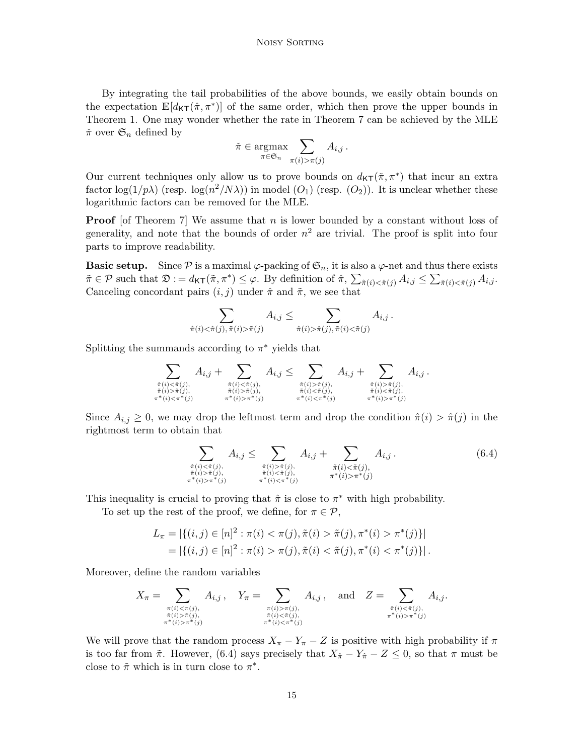By integrating the tail probabilities of the above bounds, we easily obtain bounds on the expectation $\mathbb{E}[d_{\mathsf{KT}}(\hat{\pi}, \pi^*)]$ of the same order, which then prove the upper bounds in Theorem 1. One may wonder whether the rate in Theorem 7 can be achieved by the MLE $\check{\pi}$ over $\mathfrak{S}_n$ defined by

$$\check{\pi} \in \operatorname*{argmax}_{\pi \in \mathfrak{S}_n} \sum_{\pi(i) > \pi(j)} A_{i,j}\,.$$

Our current techniques only allow us to prove bounds on $d_{\mathsf{KT}}(\check{\pi}, \pi^*)$ that incur an extra factor $\log(1/p\lambda)$ (resp. $\log(n^2/N\lambda)$) in model $(O_1)$ (resp. $(O_2)$). It is unclear whether these logarithmic factors can be removed for the MLE.

**Proof** [of Theorem 7] We assume that $n$ is lower bounded by a constant without loss of generality, and note that the bounds of order $n^2$ are trivial. The proof is split into four parts to improve readability.

**Basic setup.** Since $\mathcal{P}$ is a maximal $\varphi$-packing of $\mathfrak{S}_n$, it is also a $\varphi$-net and thus there exists $\tilde{\pi} \in \mathcal{P}$ such that $\mathfrak{D} := d_{\mathsf{KT}}(\tilde{\pi}, \pi^*) \le \varphi$. By definition of $\hat{\pi}$, $\sum_{\hat{\pi}(i) < \hat{\pi}(j)} A_{i,j} \le \sum_{\tilde{\pi}(i) < \tilde{\pi}(j)} A_{i,j}$. Canceling concordant pairs $(i,j)$ under $\hat{\pi}$ and $\tilde{\pi}$, we see that

$$\sum_{\hat{\pi}(i) < \hat{\pi}(j),\, \tilde{\pi}(i) > \tilde{\pi}(j)} A_{i,j} \le \sum_{\hat{\pi}(i) > \hat{\pi}(j),\, \tilde{\pi}(i) < \tilde{\pi}(j)} A_{i,j}\,.$$

Splitting the summands according to $\pi^*$ yields that

$$\sum_{\substack{\hat{\pi}(i) < \hat{\pi}(j),\\ \tilde{\pi}(i) > \tilde{\pi}(j),\\ \pi^*(i) < \pi^*(j)}} A_{i,j} + \sum_{\substack{\hat{\pi}(i) < \hat{\pi}(j),\\ \tilde{\pi}(i) > \tilde{\pi}(j),\\ \pi^*(i) > \pi^*(j)}} A_{i,j} \le \sum_{\substack{\hat{\pi}(i) > \hat{\pi}(j),\\ \tilde{\pi}(i) < \tilde{\pi}(j),\\ \pi^*(i) < \pi^*(j)}} A_{i,j} + \sum_{\substack{\hat{\pi}(i) > \hat{\pi}(j),\\ \tilde{\pi}(i) < \tilde{\pi}(j),\\ \pi^*(i) > \pi^*(j)}} A_{i,j}\,.$$

Since $A_{i,j} \ge 0$, we may drop the leftmost term and drop the condition $\hat{\pi}(i) > \hat{\pi}(j)$ in the rightmost term to obtain that

$$\sum_{\substack{\hat{\pi}(i) < \hat{\pi}(j),\\ \tilde{\pi}(i) > \tilde{\pi}(j),\\ \pi^*(i) > \pi^*(j)}} A_{i,j} \le \sum_{\substack{\hat{\pi}(i) > \hat{\pi}(j),\\ \tilde{\pi}(i) < \tilde{\pi}(j),\\ \pi^*(i) < \pi^*(j)}} A_{i,j} + \sum_{\substack{\tilde{\pi}(i) < \tilde{\pi}(j),\\ \pi^*(i) > \pi^*(j)}} A_{i,j}\,. \tag{6.4}$$

This inequality is crucial to proving that $\hat{\pi}$ is close to $\pi^*$ with high probability.

To set up the rest of the proof, we define, for $\pi \in \mathcal{P}$,

$$\begin{aligned} L_\pi &= |\{(i,j) \in [n]^2 : \pi(i) < \pi(j), \tilde{\pi}(i) > \tilde{\pi}(j), \pi^*(i) > \pi^*(j)\}| \\ &= |\{(i,j) \in [n]^2 : \pi(i) > \pi(j), \tilde{\pi}(i) < \tilde{\pi}(j), \pi^*(i) < \pi^*(j)\}|\,. \end{aligned}$$

Moreover, define the random variables

$$X_\pi = \sum_{\substack{\pi(i) < \pi(j),\\ \tilde{\pi}(i) > \tilde{\pi}(j),\\ \pi^*(i) > \pi^*(j)}} A_{i,j}\,, \quad Y_\pi = \sum_{\substack{\pi(i) > \pi(j),\\ \tilde{\pi}(i) < \tilde{\pi}(j),\\ \pi^*(i) < \pi^*(j)}} A_{i,j}\,, \quad \text{and} \quad Z = \sum_{\substack{\tilde{\pi}(i) < \tilde{\pi}(j),\\ \pi^*(i) > \pi^*(j)}} A_{i,j}.$$

We will prove that the random process $X_\pi - Y_\pi - Z$ is positive with high probability if $\pi$ is too far from $\tilde{\pi}$. However, (6.4) says precisely that $X_{\hat{\pi}} - Y_{\hat{\pi}} - Z \le 0$, so that $\pi$ must be close to $\tilde{\pi}$ which is in turn close to $\pi^*$.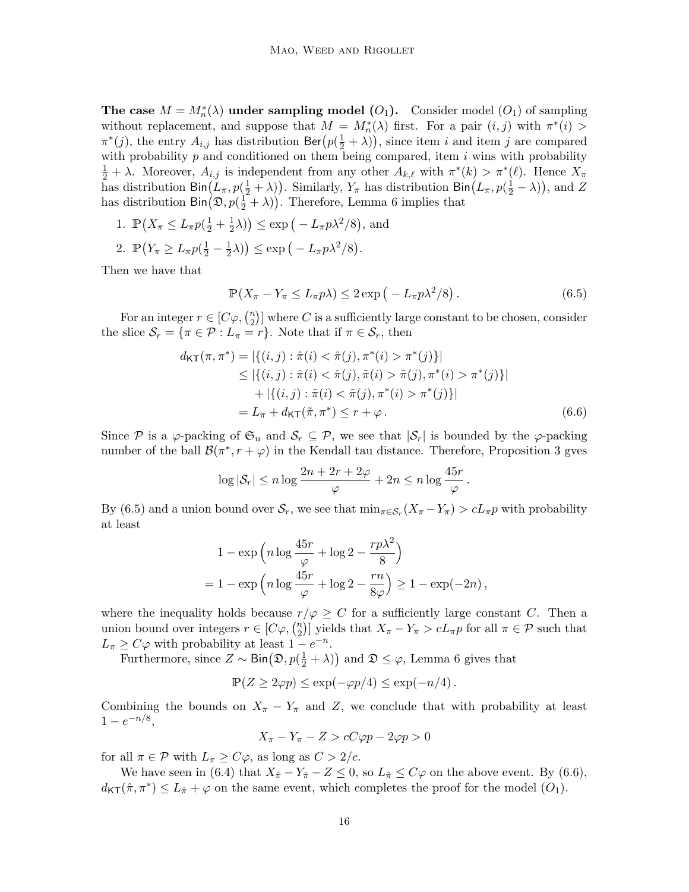**The case $M = M_n^*(\lambda)$ under sampling model $(O_1)$.** Consider model $(O_1)$ of sampling without replacement, and suppose that $M = M_n^*(\lambda)$ first. For a pair $(i,j)$ with $\pi^*(i) > \pi^*(j)$, the entry $A_{i,j}$ has distribution $\mathsf{Ber}\big(p(\frac{1}{2}+\lambda)\big)$, since item $i$ and item $j$ are compared with probability $p$ and conditioned on them being compared, item $i$ wins with probability $\frac{1}{2}+\lambda$. Moreover, $A_{i,j}$ is independent from any other $A_{k,\ell}$ with $\pi^*(k) > \pi^*(\ell)$. Hence $X_\pi$ has distribution $\mathsf{Bin}\big(L_\pi, p(\frac{1}{2}+\lambda)\big)$. Similarly, $Y_\pi$ has distribution $\mathsf{Bin}\big(L_\pi, p(\frac{1}{2}-\lambda)\big)$, and $Z$ has distribution $\mathsf{Bin}\big(\mathfrak{D}, p(\frac{1}{2}+\lambda)\big)$. Therefore, Lemma 6 implies that

1. $\mathbb{P}\big(X_\pi \le L_\pi p(\frac{1}{2}+\frac{1}{2}\lambda)\big) \le \exp\big(-L_\pi p\lambda^2/8\big)$, and
2. $\mathbb{P}\big(Y_\pi \ge L_\pi p(\frac{1}{2}-\frac{1}{2}\lambda)\big) \le \exp\big(-L_\pi p\lambda^2/8\big)$.

Then we have that

$$\mathbb{P}(X_\pi - Y_\pi \le L_\pi p\lambda) \le 2\exp\big(-L_\pi p\lambda^2/8\big)\,. \tag{6.5}$$

For an integer $r \in [C\varphi, \binom{n}{2}]$ where $C$ is a sufficiently large constant to be chosen, consider the slice $\mathcal{S}_r = \{\pi \in \mathcal{P} : L_\pi = r\}$. Note that if $\pi \in \mathcal{S}_r$, then

$$\begin{aligned}
d_{\mathsf{KT}}(\pi, \pi^*) &= |\{(i,j) : \hat\pi(i) < \hat\pi(j), \pi^*(i) > \pi^*(j)\}| \\
&\le |\{(i,j) : \hat\pi(i) < \hat\pi(j), \tilde\pi(i) > \tilde\pi(j), \pi^*(i) > \pi^*(j)\}| \\
&\quad + |\{(i,j) : \tilde\pi(i) < \tilde\pi(j), \pi^*(i) > \pi^*(j)\}| \\
&= L_\pi + d_{\mathsf{KT}}(\tilde\pi, \pi^*) \le r + \varphi\,.
\end{aligned} \tag{6.6}$$

Since $\mathcal{P}$ is a $\varphi$-packing of $\mathfrak{S}_n$ and $\mathcal{S}_r \subseteq \mathcal{P}$, we see that $|\mathcal{S}_r|$ is bounded by the $\varphi$-packing number of the ball $\mathcal{B}(\pi^*, r+\varphi)$ in the Kendall tau distance. Therefore, Proposition 3 gves

$$\log|\mathcal{S}_r| \le n\log\frac{2n+2r+2\varphi}{\varphi} + 2n \le n\log\frac{45r}{\varphi}\,.$$

By (6.5) and a union bound over $\mathcal{S}_r$, we see that $\min_{\pi\in\mathcal{S}_r}(X_\pi - Y_\pi) > cL_\pi p$ with probability at least

$$\begin{aligned}
&1 - \exp\Big(n\log\frac{45r}{\varphi} + \log 2 - \frac{rp\lambda^2}{8}\Big) \\
&= 1 - \exp\Big(n\log\frac{45r}{\varphi} + \log 2 - \frac{rn}{8\varphi}\Big) \ge 1 - \exp(-2n)\,,
\end{aligned}$$

where the inequality holds because $r/\varphi \ge C$ for a sufficiently large constant $C$. Then a union bound over integers $r \in [C\varphi, \binom{n}{2}]$ yields that $X_\pi - Y_\pi > cL_\pi p$ for all $\pi \in \mathcal{P}$ such that $L_\pi \ge C\varphi$ with probability at least $1 - e^{-n}$.

Furthermore, since $Z \sim \mathsf{Bin}\big(\mathfrak{D}, p(\frac{1}{2}+\lambda)\big)$ and $\mathfrak{D} \le \varphi$, Lemma 6 gives that

$$\mathbb{P}(Z \ge 2\varphi p) \le \exp(-\varphi p/4) \le \exp(-n/4)\,.$$

Combining the bounds on $X_\pi - Y_\pi$ and $Z$, we conclude that with probability at least $1 - e^{-n/8}$,

$$X_\pi - Y_\pi - Z > cC\varphi p - 2\varphi p > 0$$

for all $\pi \in \mathcal{P}$ with $L_\pi \ge C\varphi$, as long as $C > 2/c$.

We have seen in (6.4) that $X_{\hat\pi} - Y_{\hat\pi} - Z \le 0$, so $L_{\hat\pi} \le C\varphi$ on the above event. By (6.6), $d_{\mathsf{KT}}(\hat\pi, \pi^*) \le L_{\hat\pi} + \varphi$ on the same event, which completes the proof for the model $(O_1)$.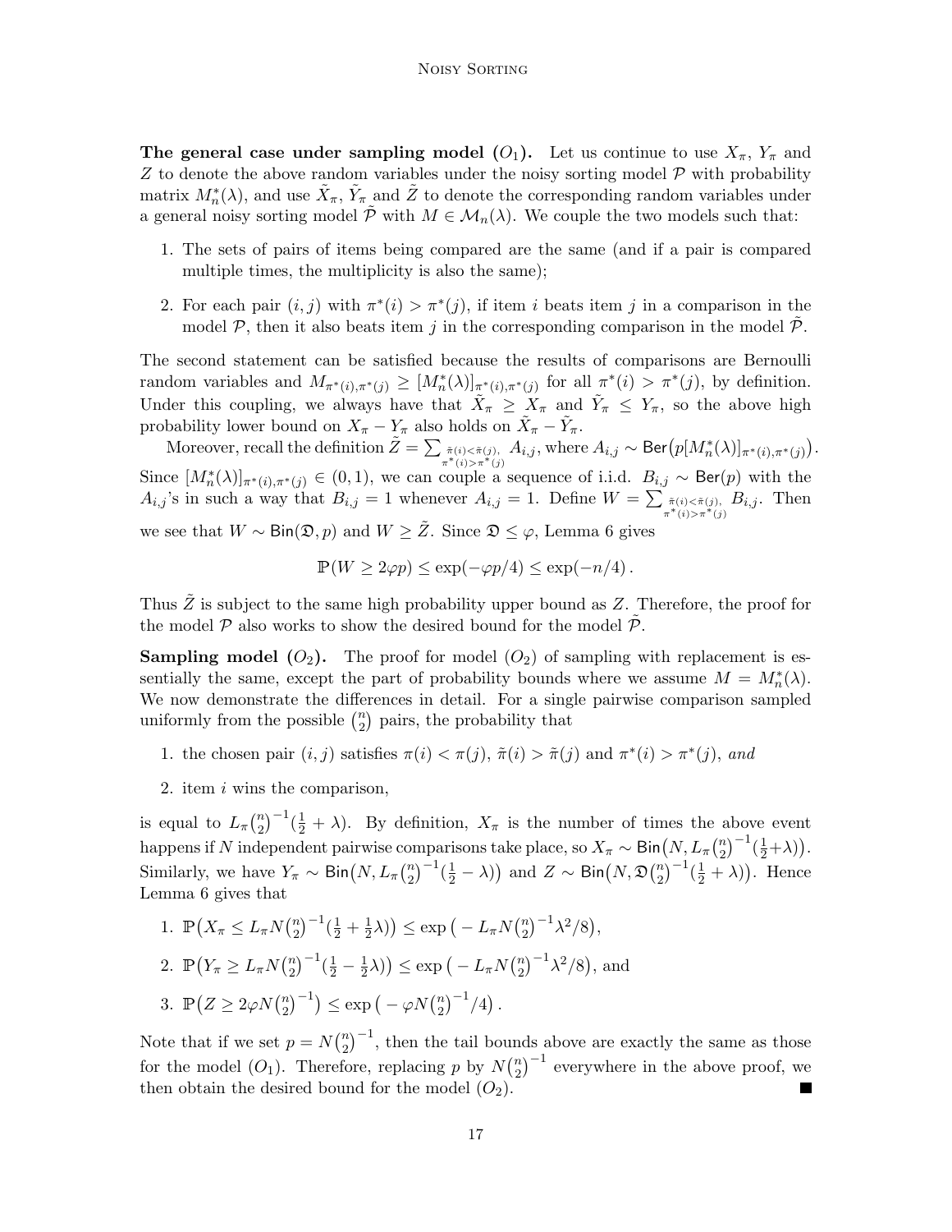**The general case under sampling model $(O_1)$.** Let us continue to use $X_\pi$, $Y_\pi$ and $Z$ to denote the above random variables under the noisy sorting model $\mathcal{P}$ with probability matrix $M_n^*(\lambda)$, and use $\tilde{X}_\pi$, $\tilde{Y}_\pi$ and $\tilde{Z}$ to denote the corresponding random variables under a general noisy sorting model $\tilde{\mathcal{P}}$ with $M \in \mathcal{M}_n(\lambda)$. We couple the two models such that:

1. The sets of pairs of items being compared are the same (and if a pair is compared multiple times, the multiplicity is also the same);
2. For each pair $(i, j)$ with $\pi^*(i) > \pi^*(j)$, if item $i$ beats item $j$ in a comparison in the model $\mathcal{P}$, then it also beats item $j$ in the corresponding comparison in the model $\tilde{\mathcal{P}}$.

The second statement can be satisfied because the results of comparisons are Bernoulli random variables and $M_{\pi^*(i),\pi^*(j)} \geq [M_n^*(\lambda)]_{\pi^*(i),\pi^*(j)}$ for all $\pi^*(i) > \pi^*(j)$, by definition. Under this coupling, we always have that $\tilde{X}_\pi \geq X_\pi$ and $\tilde{Y}_\pi \leq Y_\pi$, so the above high probability lower bound on $X_\pi - Y_\pi$ also holds on $\tilde{X}_\pi - \tilde{Y}_\pi$.

Moreover, recall the definition $\tilde{Z} = \sum_{\substack{\tilde{\pi}(i) < \tilde{\pi}(j), \\ \pi^*(i) > \pi^*(j)}} A_{i,j}$, where $A_{i,j} \sim \mathsf{Ber}\big(p[M_n^*(\lambda)]_{\pi^*(i),\pi^*(j)}\big)$. Since $[M_n^*(\lambda)]_{\pi^*(i),\pi^*(j)} \in (0, 1)$, we can couple a sequence of i.i.d. $B_{i,j} \sim \mathsf{Ber}(p)$ with the $A_{i,j}$'s in such a way that $B_{i,j} = 1$ whenever $A_{i,j} = 1$. Define $W = \sum_{\substack{\tilde{\pi}(i) < \tilde{\pi}(j), \\ \pi^*(i) > \pi^*(j)}} B_{i,j}$. Then we see that $W \sim \mathsf{Bin}(\mathfrak{D}, p)$ and $W \geq \tilde{Z}$. Since $\mathfrak{D} \leq \varphi$, Lemma 6 gives

$$\mathbb{P}(W \geq 2\varphi p) \leq \exp(-\varphi p/4) \leq \exp(-n/4)\,.$$

Thus $\tilde{Z}$ is subject to the same high probability upper bound as $Z$. Therefore, the proof for the model $\mathcal{P}$ also works to show the desired bound for the model $\tilde{\mathcal{P}}$.

**Sampling model $(O_2)$.** The proof for model $(O_2)$ of sampling with replacement is essentially the same, except the part of probability bounds where we assume $M = M_n^*(\lambda)$. We now demonstrate the differences in detail. For a single pairwise comparison sampled uniformly from the possible $\binom{n}{2}$ pairs, the probability that

1. the chosen pair $(i, j)$ satisfies $\pi(i) < \pi(j)$, $\tilde{\pi}(i) > \tilde{\pi}(j)$ and $\pi^*(i) > \pi^*(j)$, *and*
2. item $i$ wins the comparison,

is equal to $L_\pi \binom{n}{2}^{-1}(\frac{1}{2} + \lambda)$. By definition, $X_\pi$ is the number of times the above event happens if $N$ independent pairwise comparisons take place, so $X_\pi \sim \mathsf{Bin}\big(N, L_\pi\binom{n}{2}^{-1}(\frac{1}{2}+\lambda)\big)$. Similarly, we have $Y_\pi \sim \mathsf{Bin}\big(N, L_\pi\binom{n}{2}^{-1}(\frac{1}{2} - \lambda)\big)$ and $Z \sim \mathsf{Bin}\big(N, \mathfrak{D}\binom{n}{2}^{-1}(\frac{1}{2} + \lambda)\big)$. Hence Lemma 6 gives that

1. $\mathbb{P}\big(X_\pi \leq L_\pi N\binom{n}{2}^{-1}(\frac{1}{2} + \frac{1}{2}\lambda)\big) \leq \exp\big(-L_\pi N\binom{n}{2}^{-1}\lambda^2/8\big)$,
2. $\mathbb{P}\big(Y_\pi \geq L_\pi N\binom{n}{2}^{-1}(\frac{1}{2} - \frac{1}{2}\lambda)\big) \leq \exp\big(-L_\pi N\binom{n}{2}^{-1}\lambda^2/8\big)$, and
3. $\mathbb{P}\big(Z \geq 2\varphi N\binom{n}{2}^{-1}\big) \leq \exp\big(-\varphi N\binom{n}{2}^{-1}/4\big)$.

Note that if we set $p = N\binom{n}{2}^{-1}$, then the tail bounds above are exactly the same as those for the model $(O_1)$. Therefore, replacing $p$ by $N\binom{n}{2}^{-1}$ everywhere in the above proof, we then obtain the desired bound for the model $(O_2)$. ∎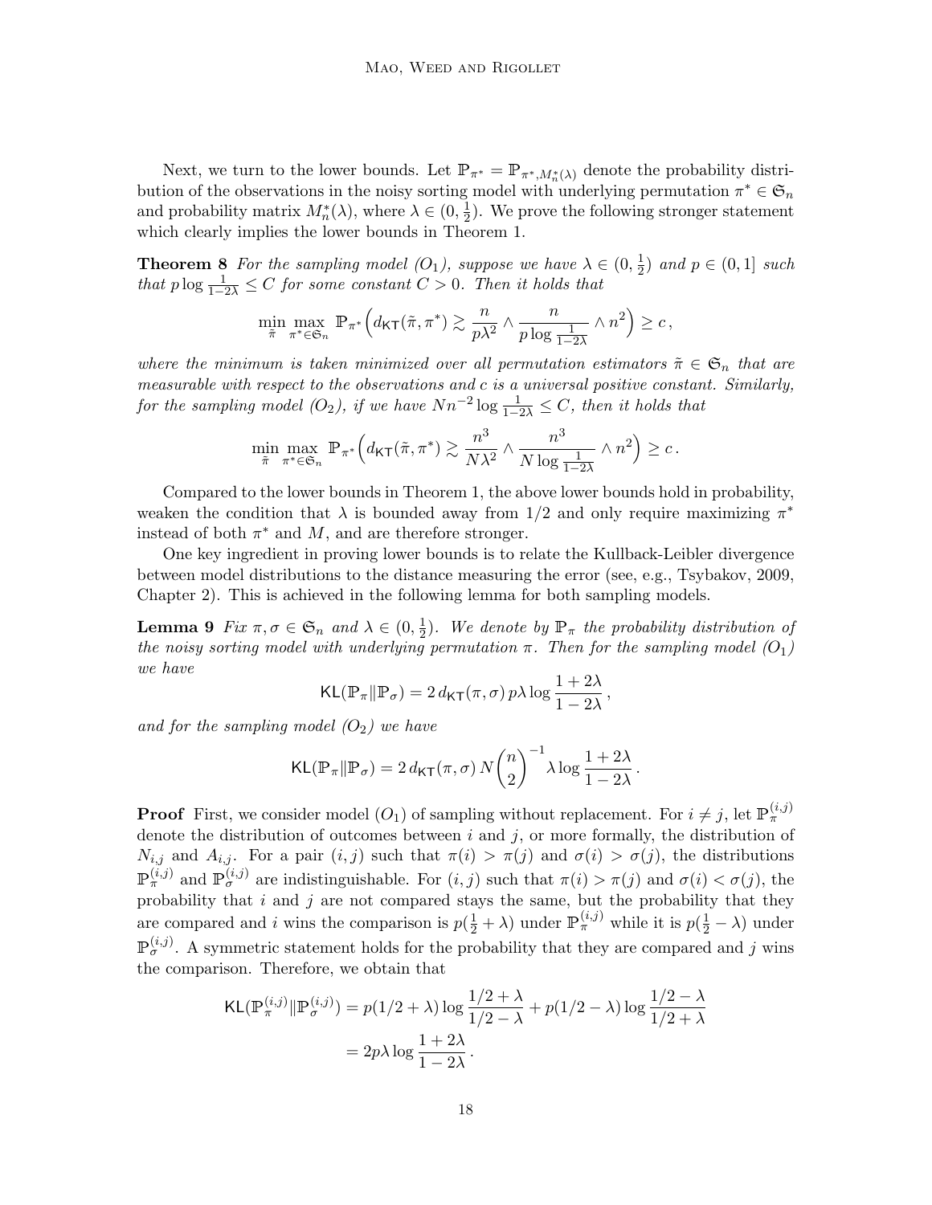Next, we turn to the lower bounds. Let $\mathbb{P}_{\pi^*} = \mathbb{P}_{\pi^*, M_n^*(\lambda)}$ denote the probability distribution of the observations in the noisy sorting model with underlying permutation $\pi^* \in \mathfrak{S}_n$ and probability matrix $M_n^*(\lambda)$, where $\lambda \in (0, \frac{1}{2})$. We prove the following stronger statement which clearly implies the lower bounds in Theorem 1.

**Theorem 8** *For the sampling model $(O_1)$, suppose we have $\lambda \in (0, \frac{1}{2})$ and $p \in (0, 1]$ such that $p \log \frac{1}{1-2\lambda} \le C$ for some constant $C > 0$. Then it holds that*

$$\min_{\tilde{\pi}} \max_{\pi^* \in \mathfrak{S}_n} \mathbb{P}_{\pi^*}\Big(d_{\mathsf{KT}}(\tilde{\pi}, \pi^*) \gtrsim \frac{n}{p\lambda^2} \wedge \frac{n}{p \log \frac{1}{1-2\lambda}} \wedge n^2\Big) \ge c\,,$$

*where the minimum is taken minimized over all permutation estimators $\tilde{\pi} \in \mathfrak{S}_n$ that are measurable with respect to the observations and $c$ is a universal positive constant. Similarly, for the sampling model $(O_2)$, if we have $N n^{-2} \log \frac{1}{1-2\lambda} \le C$, then it holds that*

$$\min_{\tilde{\pi}} \max_{\pi^* \in \mathfrak{S}_n} \mathbb{P}_{\pi^*}\Big(d_{\mathsf{KT}}(\tilde{\pi}, \pi^*) \gtrsim \frac{n^3}{N\lambda^2} \wedge \frac{n^3}{N \log \frac{1}{1-2\lambda}} \wedge n^2\Big) \ge c\,.$$

Compared to the lower bounds in Theorem 1, the above lower bounds hold in probability, weaken the condition that $\lambda$ is bounded away from $1/2$ and only require maximizing $\pi^*$ instead of both $\pi^*$ and $M$, and are therefore stronger.

One key ingredient in proving lower bounds is to relate the Kullback-Leibler divergence between model distributions to the distance measuring the error (see, e.g., Tsybakov, 2009, Chapter 2). This is achieved in the following lemma for both sampling models.

**Lemma 9** *Fix $\pi, \sigma \in \mathfrak{S}_n$ and $\lambda \in (0, \frac{1}{2})$. We denote by $\mathbb{P}_\pi$ the probability distribution of the noisy sorting model with underlying permutation $\pi$. Then for the sampling model $(O_1)$ we have*

$$\mathsf{KL}(\mathbb{P}_\pi \| \mathbb{P}_\sigma) = 2\, d_{\mathsf{KT}}(\pi, \sigma)\, p\lambda \log \frac{1+2\lambda}{1-2\lambda}\,,$$

*and for the sampling model $(O_2)$ we have*

$$\mathsf{KL}(\mathbb{P}_\pi \| \mathbb{P}_\sigma) = 2\, d_{\mathsf{KT}}(\pi, \sigma)\, N \binom{n}{2}^{-1} \lambda \log \frac{1+2\lambda}{1-2\lambda}\,.$$

**Proof** First, we consider model $(O_1)$ of sampling without replacement. For $i \ne j$, let $\mathbb{P}_\pi^{(i,j)}$ denote the distribution of outcomes between $i$ and $j$, or more formally, the distribution of $N_{i,j}$ and $A_{i,j}$. For a pair $(i,j)$ such that $\pi(i) > \pi(j)$ and $\sigma(i) > \sigma(j)$, the distributions $\mathbb{P}_\pi^{(i,j)}$ and $\mathbb{P}_\sigma^{(i,j)}$ are indistinguishable. For $(i,j)$ such that $\pi(i) > \pi(j)$ and $\sigma(i) < \sigma(j)$, the probability that $i$ and $j$ are not compared stays the same, but the probability that they are compared and $i$ wins the comparison is $p(\frac{1}{2} + \lambda)$ under $\mathbb{P}_\pi^{(i,j)}$ while it is $p(\frac{1}{2} - \lambda)$ under $\mathbb{P}_\sigma^{(i,j)}$. A symmetric statement holds for the probability that they are compared and $j$ wins the comparison. Therefore, we obtain that

$$\begin{aligned}
\mathsf{KL}(\mathbb{P}_\pi^{(i,j)} \| \mathbb{P}_\sigma^{(i,j)}) &= p(1/2+\lambda) \log \frac{1/2+\lambda}{1/2-\lambda} + p(1/2-\lambda) \log \frac{1/2-\lambda}{1/2+\lambda} \\
&= 2p\lambda \log \frac{1+2\lambda}{1-2\lambda}\,.
\end{aligned}$$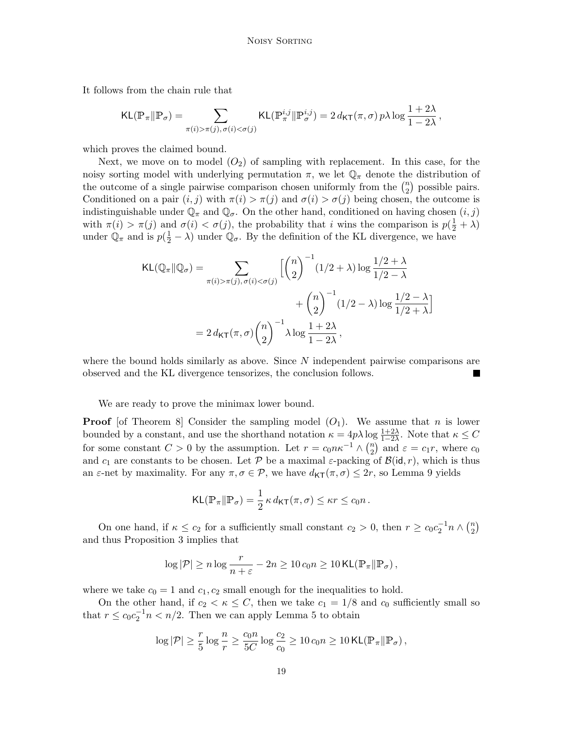It follows from the chain rule that

$$\mathsf{KL}(\mathbb{P}_\pi \| \mathbb{P}_\sigma) = \sum_{\pi(i)>\pi(j),\, \sigma(i)<\sigma(j)} \mathsf{KL}(\mathbb{P}_\pi^{i,j} \| \mathbb{P}_\sigma^{i,j}) = 2\, d_{\mathsf{KT}}(\pi,\sigma)\, p\lambda \log \frac{1+2\lambda}{1-2\lambda}\,,$$

which proves the claimed bound.

Next, we move on to model $(O_2)$ of sampling with replacement. In this case, for the noisy sorting model with underlying permutation $\pi$, we let $\mathbb{Q}_\pi$ denote the distribution of the outcome of a single pairwise comparison chosen uniformly from the $\binom{n}{2}$ possible pairs. Conditioned on a pair $(i,j)$ with $\pi(i) > \pi(j)$ and $\sigma(i) > \sigma(j)$ being chosen, the outcome is indistinguishable under $\mathbb{Q}_\pi$ and $\mathbb{Q}_\sigma$. On the other hand, conditioned on having chosen $(i,j)$ with $\pi(i) > \pi(j)$ and $\sigma(i) < \sigma(j)$, the probability that $i$ wins the comparison is $p(\frac{1}{2}+\lambda)$ under $\mathbb{Q}_\pi$ and is $p(\frac{1}{2}-\lambda)$ under $\mathbb{Q}_\sigma$. By the definition of the KL divergence, we have

$$\begin{aligned}
\mathsf{KL}(\mathbb{Q}_\pi \| \mathbb{Q}_\sigma) &= \sum_{\pi(i)>\pi(j),\, \sigma(i)<\sigma(j)} \Big[ \binom{n}{2}^{-1} (1/2+\lambda) \log \frac{1/2+\lambda}{1/2-\lambda} \\
&\qquad\qquad + \binom{n}{2}^{-1} (1/2-\lambda) \log \frac{1/2-\lambda}{1/2+\lambda} \Big] \\
&= 2\, d_{\mathsf{KT}}(\pi,\sigma) \binom{n}{2}^{-1} \lambda \log \frac{1+2\lambda}{1-2\lambda}\,,
\end{aligned}$$

where the bound holds similarly as above. Since $N$ independent pairwise comparisons are observed and the KL divergence tensorizes, the conclusion follows. ∎

We are ready to prove the minimax lower bound.

**Proof** [of Theorem 8] Consider the sampling model $(O_1)$. We assume that $n$ is lower bounded by a constant, and use the shorthand notation $\kappa = 4p\lambda \log \frac{1+2\lambda}{1-2\lambda}$. Note that $\kappa \le C$ for some constant $C > 0$ by the assumption. Let $r = c_0 n \kappa^{-1} \wedge \binom{n}{2}$ and $\varepsilon = c_1 r$, where $c_0$ and $c_1$ are constants to be chosen. Let $\mathcal{P}$ be a maximal $\varepsilon$-packing of $\mathcal{B}(\mathsf{id}, r)$, which is thus an $\varepsilon$-net by maximality. For any $\pi, \sigma \in \mathcal{P}$, we have $d_{\mathsf{KT}}(\pi,\sigma) \le 2r$, so Lemma 9 yields

$$\mathsf{KL}(\mathbb{P}_\pi \| \mathbb{P}_\sigma) = \frac{1}{2}\, \kappa\, d_{\mathsf{KT}}(\pi,\sigma) \le \kappa r \le c_0 n\,.$$

On one hand, if $\kappa \le c_2$ for a sufficiently small constant $c_2 > 0$, then $r \ge c_0 c_2^{-1} n \wedge \binom{n}{2}$ and thus Proposition 3 implies that

$$\log |\mathcal{P}| \ge n \log \frac{r}{n+\varepsilon} - 2n \ge 10\, c_0 n \ge 10\, \mathsf{KL}(\mathbb{P}_\pi \| \mathbb{P}_\sigma)\,,$$

where we take $c_0 = 1$ and $c_1, c_2$ small enough for the inequalities to hold.

On the other hand, if $c_2 < \kappa \le C$, then we take $c_1 = 1/8$ and $c_0$ sufficiently small so that $r \le c_0 c_2^{-1} n < n/2$. Then we can apply Lemma 5 to obtain

$$\log |\mathcal{P}| \ge \frac{r}{5} \log \frac{n}{r} \ge \frac{c_0 n}{5C} \log \frac{c_2}{c_0} \ge 10\, c_0 n \ge 10\, \mathsf{KL}(\mathbb{P}_\pi \| \mathbb{P}_\sigma)\,,$$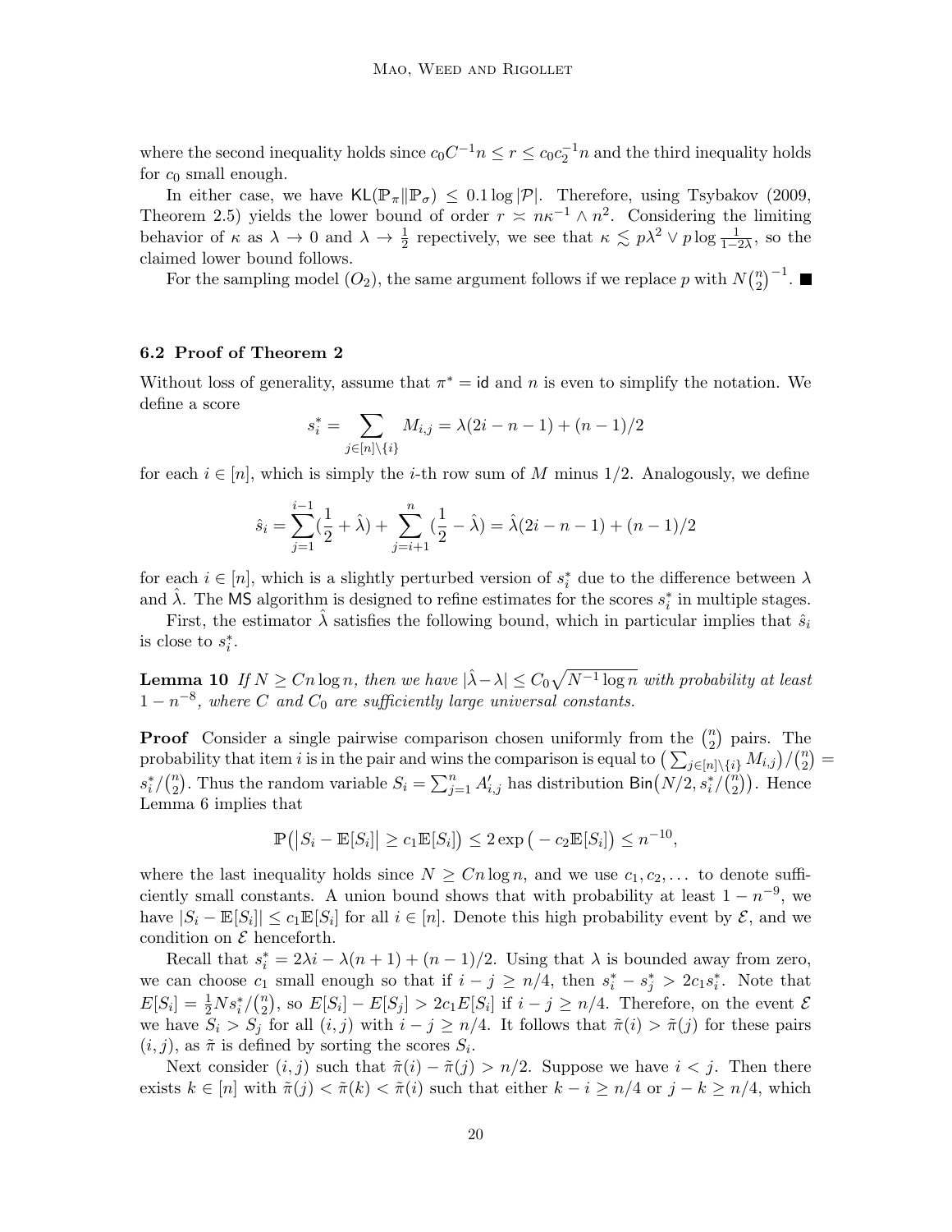where the second inequality holds since $c_0 C^{-1} n \le r \le c_0 c_2^{-1} n$ and the third inequality holds for $c_0$ small enough.

In either case, we have $\mathsf{KL}(\mathbb{P}_\pi \| \mathbb{P}_\sigma) \le 0.1 \log |\mathcal{P}|$. Therefore, using Tsybakov (2009, Theorem 2.5) yields the lower bound of order $r \asymp n\kappa^{-1} \wedge n^2$. Considering the limiting behavior of $\kappa$ as $\lambda \to 0$ and $\lambda \to \frac{1}{2}$ repectively, we see that $\kappa \lesssim p\lambda^2 \vee p \log \frac{1}{1-2\lambda}$, so the claimed lower bound follows.

For the sampling model $(O_2)$, the same argument follows if we replace $p$ with $N\binom{n}{2}^{-1}$. ■

### 6.2 Proof of Theorem 2

Without loss of generality, assume that $\pi^* = \mathsf{id}$ and $n$ is even to simplify the notation. We define a score

$$s_i^* = \sum_{j \in [n] \setminus \{i\}} M_{i,j} = \lambda(2i - n - 1) + (n-1)/2$$

for each $i \in [n]$, which is simply the $i$-th row sum of $M$ minus $1/2$. Analogously, we define

$$\hat{s}_i = \sum_{j=1}^{i-1} (\frac{1}{2} + \hat{\lambda}) + \sum_{j=i+1}^{n} (\frac{1}{2} - \hat{\lambda}) = \hat{\lambda}(2i - n - 1) + (n-1)/2$$

for each $i \in [n]$, which is a slightly perturbed version of $s_i^*$ due to the difference between $\lambda$ and $\hat{\lambda}$. The $\mathsf{MS}$ algorithm is designed to refine estimates for the scores $s_i^*$ in multiple stages.

First, the estimator $\hat{\lambda}$ satisfies the following bound, which in particular implies that $\hat{s}_i$ is close to $s_i^*$.

**Lemma 10** *If $N \ge Cn \log n$, then we have $|\hat{\lambda} - \lambda| \le C_0 \sqrt{N^{-1} \log n}$ with probability at least $1 - n^{-8}$, where $C$ and $C_0$ are sufficiently large universal constants.*

**Proof** Consider a single pairwise comparison chosen uniformly from the $\binom{n}{2}$ pairs. The probability that item $i$ is in the pair and wins the comparison is equal to $\big(\sum_{j \in [n] \setminus \{i\}} M_{i,j}\big)/\binom{n}{2} = s_i^*/\binom{n}{2}$. Thus the random variable $S_i = \sum_{j=1}^{n} A'_{i,j}$ has distribution $\mathsf{Bin}\big(N/2, s_i^*/\binom{n}{2}\big)$. Hence Lemma 6 implies that

$$\mathbb{P}\big(|S_i - \mathbb{E}[S_i]| \ge c_1 \mathbb{E}[S_i]\big) \le 2 \exp\big(-c_2 \mathbb{E}[S_i]\big) \le n^{-10},$$

where the last inequality holds since $N \ge Cn \log n$, and we use $c_1, c_2, \dots$ to denote sufficiently small constants. A union bound shows that with probability at least $1 - n^{-9}$, we have $|S_i - \mathbb{E}[S_i]| \le c_1 \mathbb{E}[S_i]$ for all $i \in [n]$. Denote this high probability event by $\mathcal{E}$, and we condition on $\mathcal{E}$ henceforth.

Recall that $s_i^* = 2\lambda i - \lambda(n+1) + (n-1)/2$. Using that $\lambda$ is bounded away from zero, we can choose $c_1$ small enough so that if $i - j \ge n/4$, then $s_i^* - s_j^* > 2c_1 s_i^*$. Note that $E[S_i] = \frac{1}{2} N s_i^* / \binom{n}{2}$, so $E[S_i] - E[S_j] > 2c_1 E[S_i]$ if $i - j \ge n/4$. Therefore, on the event $\mathcal{E}$ we have $S_i > S_j$ for all $(i,j)$ with $i - j \ge n/4$. It follows that $\tilde{\pi}(i) > \tilde{\pi}(j)$ for these pairs $(i,j)$, as $\tilde{\pi}$ is defined by sorting the scores $S_i$.

Next consider $(i,j)$ such that $\tilde{\pi}(i) - \tilde{\pi}(j) > n/2$. Suppose we have $i < j$. Then there exists $k \in [n]$ with $\tilde{\pi}(j) < \tilde{\pi}(k) < \tilde{\pi}(i)$ such that either $k - i \ge n/4$ or $j - k \ge n/4$, which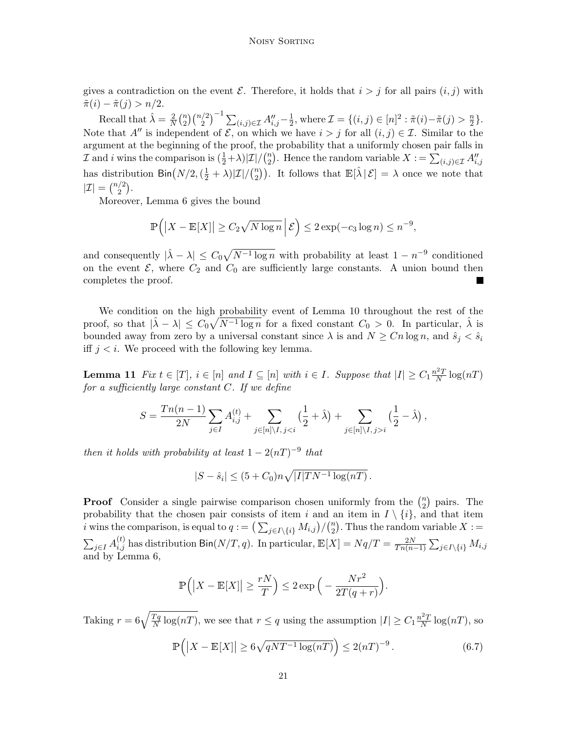gives a contradiction on the event $\mathcal{E}$. Therefore, it holds that $i > j$ for all pairs $(i,j)$ with $\tilde{\pi}(i) - \tilde{\pi}(j) > n/2$.

Recall that $\hat{\lambda} = \frac{2}{N}\binom{n}{2}\binom{n/2}{2}^{-1}\sum_{(i,j)\in\mathcal{I}} A''_{i,j} - \frac{1}{2}$, where $\mathcal{I} = \{(i,j) \in [n]^2 : \tilde{\pi}(i) - \tilde{\pi}(j) > \frac{n}{2}\}$. Note that $A''$ is independent of $\mathcal{E}$, on which we have $i > j$ for all $(i,j) \in \mathcal{I}$. Similar to the argument at the beginning of the proof, the probability that a uniformly chosen pair falls in $\mathcal{I}$ and $i$ wins the comparison is $(\frac{1}{2}+\lambda)|\mathcal{I}|/\binom{n}{2}$. Hence the random variable $X := \sum_{(i,j)\in\mathcal{I}} A''_{i,j}$ has distribution $\mathsf{Bin}\big(N/2, (\frac{1}{2}+\lambda)|\mathcal{I}|/\binom{n}{2}\big)$. It follows that $\mathbb{E}[\hat{\lambda} \,|\, \mathcal{E}] = \lambda$ once we note that $|\mathcal{I}| = \binom{n/2}{2}$.

Moreover, Lemma 6 gives the bound

$$\mathbb{P}\Big(\big|X - \mathbb{E}[X]\big| \geq C_2\sqrt{N\log n}\,\Big|\,\mathcal{E}\Big) \leq 2\exp(-c_3 \log n) \leq n^{-9},$$

and consequently $|\hat{\lambda} - \lambda| \leq C_0\sqrt{N^{-1}\log n}$ with probability at least $1 - n^{-9}$ conditioned on the event $\mathcal{E}$, where $C_2$ and $C_0$ are sufficiently large constants. A union bound then completes the proof. ∎

We condition on the high probability event of Lemma 10 throughout the rest of the proof, so that $|\hat{\lambda} - \lambda| \leq C_0\sqrt{N^{-1}\log n}$ for a fixed constant $C_0 > 0$. In particular, $\hat{\lambda}$ is bounded away from zero by a universal constant since $\lambda$ is and $N \geq Cn\log n$, and $\hat{s}_j < \hat{s}_i$ iff $j < i$. We proceed with the following key lemma.

**Lemma 11** *Fix $t \in [T]$, $i \in [n]$ and $I \subseteq [n]$ with $i \in I$. Suppose that $|I| \geq C_1\frac{n^2T}{N}\log(nT)$ for a sufficiently large constant $C$. If we define*

$$S = \frac{Tn(n-1)}{2N}\sum_{j\in I} A^{(t)}_{i,j} + \sum_{j\in[n]\setminus I,\, j<i}\big(\frac{1}{2}+\hat{\lambda}\big) + \sum_{j\in[n]\setminus I,\, j>i}\big(\frac{1}{2}-\hat{\lambda}\big)\,,$$

*then it holds with probability at least $1 - 2(nT)^{-9}$ that*

$$|S - \hat{s}_i| \leq (5 + C_0)n\sqrt{|I|TN^{-1}\log(nT)}\,.$$

**Proof** Consider a single pairwise comparison chosen uniformly from the $\binom{n}{2}$ pairs. The probability that the chosen pair consists of item $i$ and an item in $I \setminus \{i\}$, and that item $i$ wins the comparison, is equal to $q := \big(\sum_{j\in I\setminus\{i\}} M_{i,j}\big)/\binom{n}{2}$. Thus the random variable $X := \sum_{j\in I} A^{(t)}_{i,j}$ has distribution $\mathsf{Bin}(N/T, q)$. In particular, $\mathbb{E}[X] = Nq/T = \frac{2N}{Tn(n-1)}\sum_{j\in I\setminus\{i\}} M_{i,j}$ and by Lemma 6,

$$\mathbb{P}\Big(\big|X - \mathbb{E}[X]\big| \geq \frac{rN}{T}\Big) \leq 2\exp\Big(-\frac{Nr^2}{2T(q+r)}\Big).$$

Taking $r = 6\sqrt{\frac{Tq}{N}\log(nT)}$, we see that $r \leq q$ using the assumption $|I| \geq C_1\frac{n^2T}{N}\log(nT)$, so

$$\mathbb{P}\Big(\big|X - \mathbb{E}[X]\big| \geq 6\sqrt{qNT^{-1}\log(nT)}\Big) \leq 2(nT)^{-9}\,. \tag{6.7}$$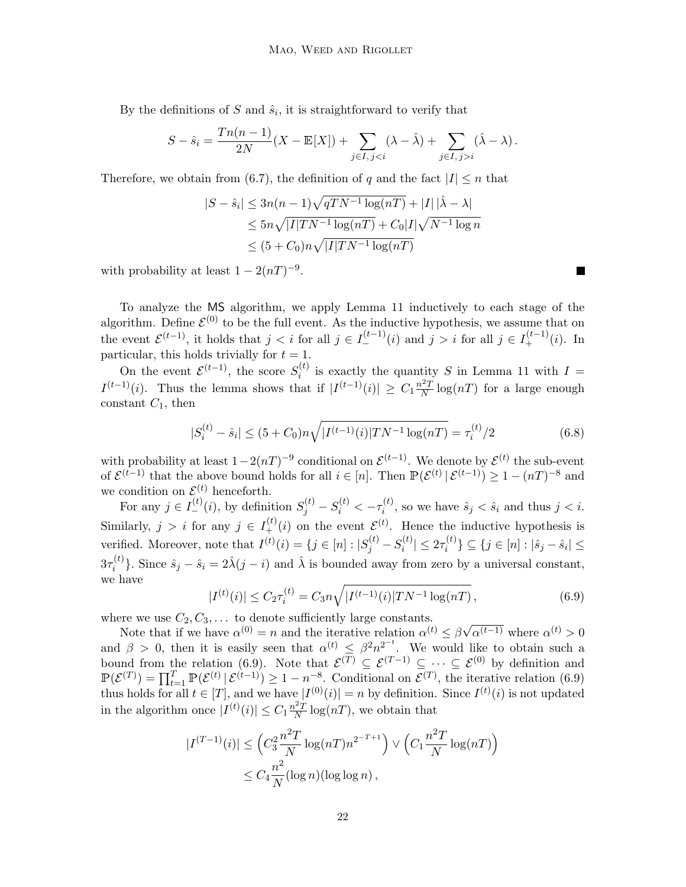By the definitions of $S$ and $\hat{s}_i$, it is straightforward to verify that

$$S - \hat{s}_i = \frac{Tn(n-1)}{2N}(X - \mathbb{E}[X]) + \sum_{j \in I,\, j<i} (\lambda - \hat{\lambda}) + \sum_{j \in I,\, j>i} (\hat{\lambda} - \lambda)\,.$$

Therefore, we obtain from (6.7), the definition of $q$ and the fact $|I| \le n$ that

$$\begin{aligned}
|S - \hat{s}_i| &\le 3n(n-1)\sqrt{qTN^{-1}\log(nT)} + |I|\,|\hat{\lambda} - \lambda| \\
&\le 5n\sqrt{|I|TN^{-1}\log(nT)} + C_0|I|\sqrt{N^{-1}\log n} \\
&\le (5 + C_0)n\sqrt{|I|TN^{-1}\log(nT)}
\end{aligned}$$

with probability at least $1 - 2(nT)^{-9}$. ■

To analyze the MS algorithm, we apply Lemma 11 inductively to each stage of the algorithm. Define $\mathcal{E}^{(0)}$ to be the full event. As the inductive hypothesis, we assume that on the event $\mathcal{E}^{(t-1)}$, it holds that $j < i$ for all $j \in I_-^{(t-1)}(i)$ and $j > i$ for all $j \in I_+^{(t-1)}(i)$. In particular, this holds trivially for $t = 1$.

On the event $\mathcal{E}^{(t-1)}$, the score $S_i^{(t)}$ is exactly the quantity $S$ in Lemma 11 with $I = I^{(t-1)}(i)$. Thus the lemma shows that if $|I^{(t-1)}(i)| \ge C_1 \frac{n^2 T}{N}\log(nT)$ for a large enough constant $C_1$, then

$$|S_i^{(t)} - \hat{s}_i| \le (5 + C_0)n\sqrt{|I^{(t-1)}(i)|TN^{-1}\log(nT)} = \tau_i^{(t)}/2 \tag{6.8}$$

with probability at least $1 - 2(nT)^{-9}$ conditional on $\mathcal{E}^{(t-1)}$. We denote by $\mathcal{E}^{(t)}$ the sub-event of $\mathcal{E}^{(t-1)}$ that the above bound holds for all $i \in [n]$. Then $\mathbb{P}(\mathcal{E}^{(t)}\,|\,\mathcal{E}^{(t-1)}) \ge 1 - (nT)^{-8}$ and we condition on $\mathcal{E}^{(t)}$ henceforth.

For any $j \in I_-^{(t)}(i)$, by definition $S_j^{(t)} - S_i^{(t)} < -\tau_i^{(t)}$, so we have $\hat{s}_j < \hat{s}_i$ and thus $j < i$. Similarly, $j > i$ for any $j \in I_+^{(t)}(i)$ on the event $\mathcal{E}^{(t)}$. Hence the inductive hypothesis is verified. Moreover, note that $I^{(t)}(i) = \{j \in [n] : |S_j^{(t)} - S_i^{(t)}| \le 2\tau_i^{(t)}\} \subseteq \{j \in [n] : |\hat{s}_j - \hat{s}_i| \le 3\tau_i^{(t)}\}$. Since $\hat{s}_j - \hat{s}_i = 2\hat{\lambda}(j - i)$ and $\hat{\lambda}$ is bounded away from zero by a universal constant, we have

$$|I^{(t)}(i)| \le C_2\tau_i^{(t)} = C_3 n\sqrt{|I^{(t-1)}(i)|TN^{-1}\log(nT)}\,, \tag{6.9}$$

where we use $C_2, C_3, \ldots$ to denote sufficiently large constants.

Note that if we have $\alpha^{(0)} = n$ and the iterative relation $\alpha^{(t)} \le \beta\sqrt{\alpha^{(t-1)}}$ where $\alpha^{(t)} > 0$ and $\beta > 0$, then it is easily seen that $\alpha^{(t)} \le \beta^2 n^{2^{-t}}$. We would like to obtain such a bound from the relation (6.9). Note that $\mathcal{E}^{(T)} \subseteq \mathcal{E}^{(T-1)} \subseteq \cdots \subseteq \mathcal{E}^{(0)}$ by definition and $\mathbb{P}(\mathcal{E}^{(T)}) = \prod_{t=1}^{T} \mathbb{P}(\mathcal{E}^{(t)}\,|\,\mathcal{E}^{(t-1)}) \ge 1 - n^{-8}$. Conditional on $\mathcal{E}^{(T)}$, the iterative relation (6.9) thus holds for all $t \in [T]$, and we have $|I^{(0)}(i)| = n$ by definition. Since $I^{(t)}(i)$ is not updated in the algorithm once $|I^{(t)}(i)| \le C_1 \frac{n^2 T}{N}\log(nT)$, we obtain that

$$\begin{aligned}
|I^{(T-1)}(i)| &\le \Big(C_3^2 \frac{n^2 T}{N}\log(nT) n^{2^{-T+1}}\Big) \vee \Big(C_1 \frac{n^2 T}{N}\log(nT)\Big) \\
&\le C_4 \frac{n^2}{N}(\log n)(\log\log n)\,,
\end{aligned}$$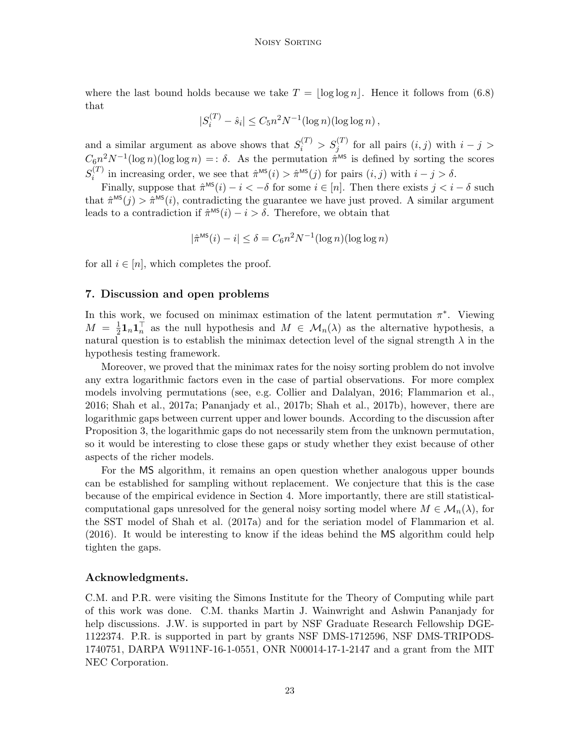where the last bound holds because we take $T = \lfloor \log \log n \rfloor$. Hence it follows from (6.8) that

$$|S_i^{(T)} - \hat{s}_i| \leq C_5 n^2 N^{-1} (\log n)(\log \log n) \, ,$$

and a similar argument as above shows that $S_i^{(T)} > S_j^{(T)}$ for all pairs $(i, j)$ with $i - j > C_6 n^2 N^{-1} (\log n)(\log \log n) =: \delta$. As the permutation $\hat{\pi}^{\mathsf{MS}}$ is defined by sorting the scores $S_i^{(T)}$ in increasing order, we see that $\hat{\pi}^{\mathsf{MS}}(i) > \hat{\pi}^{\mathsf{MS}}(j)$ for pairs $(i, j)$ with $i - j > \delta$.

Finally, suppose that $\hat{\pi}^{\mathsf{MS}}(i) - i < -\delta$ for some $i \in [n]$. Then there exists $j < i - \delta$ such that $\hat{\pi}^{\mathsf{MS}}(j) > \hat{\pi}^{\mathsf{MS}}(i)$, contradicting the guarantee we have just proved. A similar argument leads to a contradiction if $\hat{\pi}^{\mathsf{MS}}(i) - i > \delta$. Therefore, we obtain that

$$|\hat{\pi}^{\mathsf{MS}}(i) - i| \leq \delta = C_6 n^2 N^{-1} (\log n)(\log \log n)$$

for all $i \in [n]$, which completes the proof.

## 7. Discussion and open problems

In this work, we focused on minimax estimation of the latent permutation $\pi^*$. Viewing $M = \frac{1}{2} \mathbf{1}_n \mathbf{1}_n^\top$ as the null hypothesis and $M \in \mathcal{M}_n(\lambda)$ as the alternative hypothesis, a natural question is to establish the minimax detection level of the signal strength $\lambda$ in the hypothesis testing framework.

Moreover, we proved that the minimax rates for the noisy sorting problem do not involve any extra logarithmic factors even in the case of partial observations. For more complex models involving permutations (see, e.g. Collier and Dalalyan, 2016; Flammarion et al., 2016; Shah et al., 2017a; Pananjady et al., 2017b; Shah et al., 2017b), however, there are logarithmic gaps between current upper and lower bounds. According to the discussion after Proposition 3, the logarithmic gaps do not necessarily stem from the unknown permutation, so it would be interesting to close these gaps or study whether they exist because of other aspects of the richer models.

For the MS algorithm, it remains an open question whether analogous upper bounds can be established for sampling without replacement. We conjecture that this is the case because of the empirical evidence in Section 4. More importantly, there are still statistical-computational gaps unresolved for the general noisy sorting model where $M \in \mathcal{M}_n(\lambda)$, for the SST model of Shah et al. (2017a) and for the seriation model of Flammarion et al. (2016). It would be interesting to know if the ideas behind the MS algorithm could help tighten the gaps.

### Acknowledgments.

C.M. and P.R. were visiting the Simons Institute for the Theory of Computing while part of this work was done. C.M. thanks Martin J. Wainwright and Ashwin Pananjady for help discussions. J.W. is supported in part by NSF Graduate Research Fellowship DGE-1122374. P.R. is supported in part by grants NSF DMS-1712596, NSF DMS-TRIPODS-1740751, DARPA W911NF-16-1-0551, ONR N00014-17-1-2147 and a grant from the MIT NEC Corporation.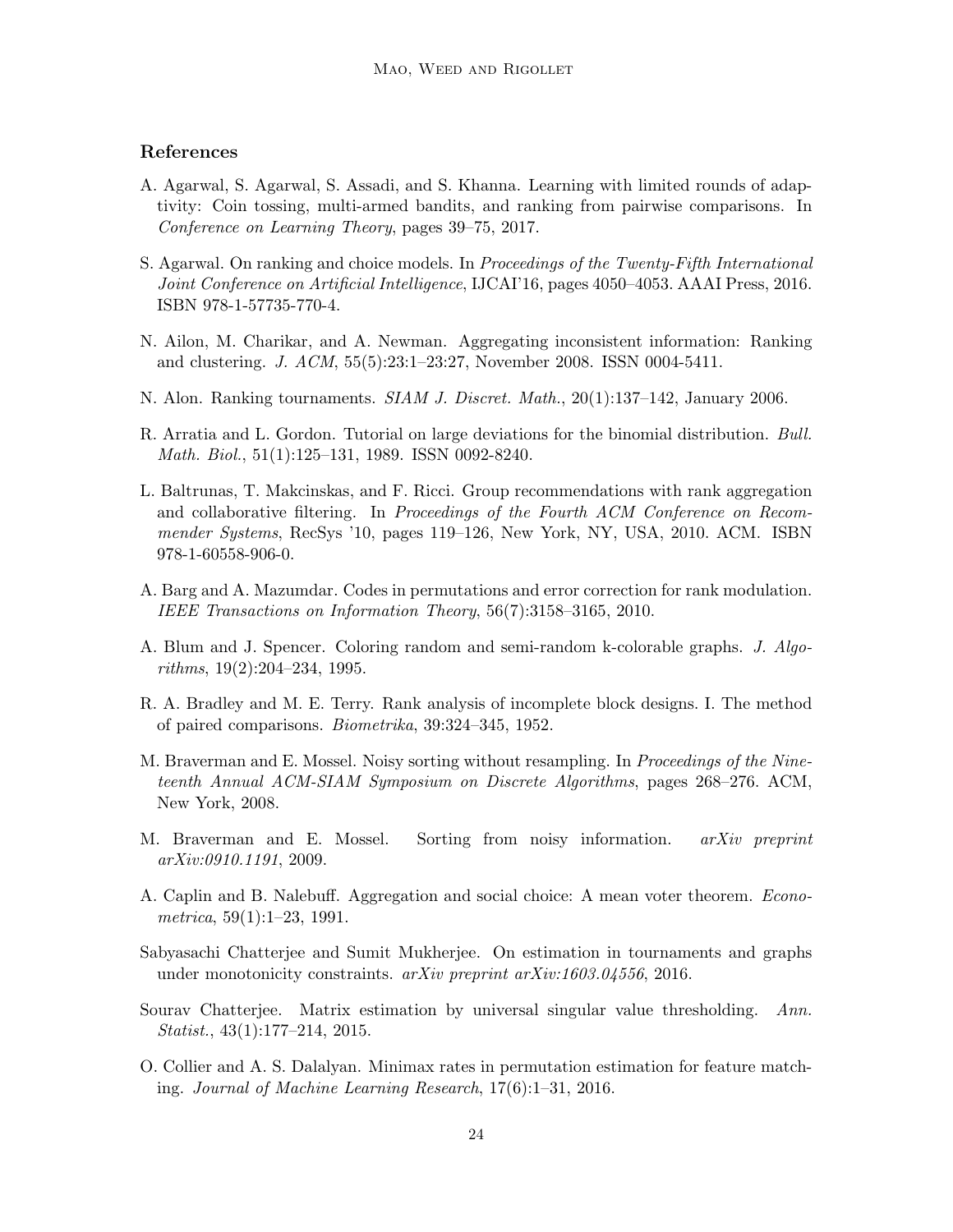## References

A. Agarwal, S. Agarwal, S. Assadi, and S. Khanna. Learning with limited rounds of adaptivity: Coin tossing, multi-armed bandits, and ranking from pairwise comparisons. In *Conference on Learning Theory*, pages 39–75, 2017.

S. Agarwal. On ranking and choice models. In *Proceedings of the Twenty-Fifth International Joint Conference on Artificial Intelligence*, IJCAI'16, pages 4050–4053. AAAI Press, 2016. ISBN 978-1-57735-770-4.

N. Ailon, M. Charikar, and A. Newman. Aggregating inconsistent information: Ranking and clustering. *J. ACM*, 55(5):23:1–23:27, November 2008. ISSN 0004-5411.

N. Alon. Ranking tournaments. *SIAM J. Discret. Math.*, 20(1):137–142, January 2006.

R. Arratia and L. Gordon. Tutorial on large deviations for the binomial distribution. *Bull. Math. Biol.*, 51(1):125–131, 1989. ISSN 0092-8240.

L. Baltrunas, T. Makcinskas, and F. Ricci. Group recommendations with rank aggregation and collaborative filtering. In *Proceedings of the Fourth ACM Conference on Recommender Systems*, RecSys '10, pages 119–126, New York, NY, USA, 2010. ACM. ISBN 978-1-60558-906-0.

A. Barg and A. Mazumdar. Codes in permutations and error correction for rank modulation. *IEEE Transactions on Information Theory*, 56(7):3158–3165, 2010.

A. Blum and J. Spencer. Coloring random and semi-random k-colorable graphs. *J. Algorithms*, 19(2):204–234, 1995.

R. A. Bradley and M. E. Terry. Rank analysis of incomplete block designs. I. The method of paired comparisons. *Biometrika*, 39:324–345, 1952.

M. Braverman and E. Mossel. Noisy sorting without resampling. In *Proceedings of the Nineteenth Annual ACM-SIAM Symposium on Discrete Algorithms*, pages 268–276. ACM, New York, 2008.

M. Braverman and E. Mossel. Sorting from noisy information. *arXiv preprint arXiv:0910.1191*, 2009.

A. Caplin and B. Nalebuff. Aggregation and social choice: A mean voter theorem. *Econometrica*, 59(1):1–23, 1991.

Sabyasachi Chatterjee and Sumit Mukherjee. On estimation in tournaments and graphs under monotonicity constraints. *arXiv preprint arXiv:1603.04556*, 2016.

Sourav Chatterjee. Matrix estimation by universal singular value thresholding. *Ann. Statist.*, 43(1):177–214, 2015.

O. Collier and A. S. Dalalyan. Minimax rates in permutation estimation for feature matching. *Journal of Machine Learning Research*, 17(6):1–31, 2016.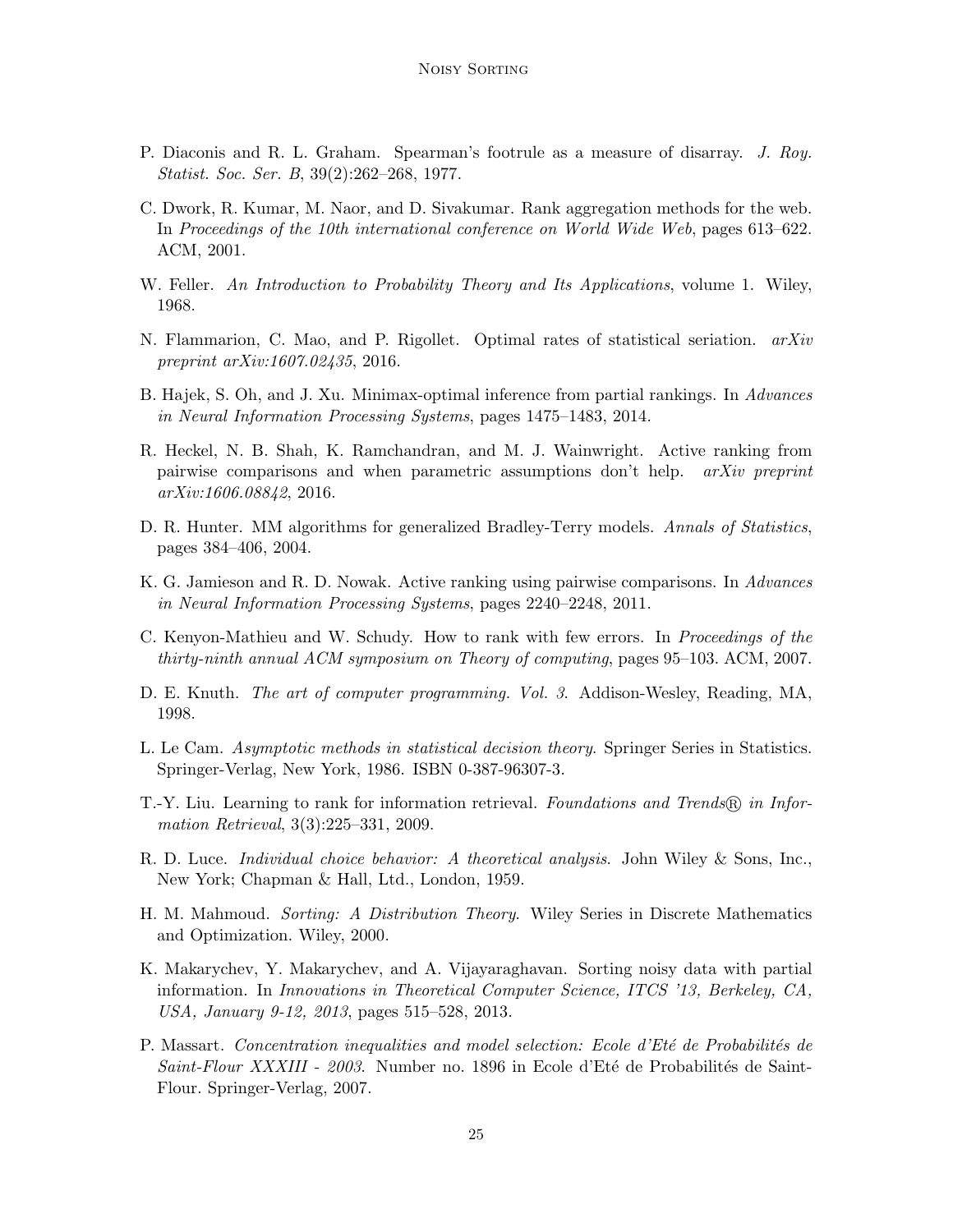P. Diaconis and R. L. Graham. Spearman's footrule as a measure of disarray. *J. Roy. Statist. Soc. Ser. B*, 39(2):262–268, 1977.

C. Dwork, R. Kumar, M. Naor, and D. Sivakumar. Rank aggregation methods for the web. In *Proceedings of the 10th international conference on World Wide Web*, pages 613–622. ACM, 2001.

W. Feller. *An Introduction to Probability Theory and Its Applications*, volume 1. Wiley, 1968.

N. Flammarion, C. Mao, and P. Rigollet. Optimal rates of statistical seriation. *arXiv preprint arXiv:1607.02435*, 2016.

B. Hajek, S. Oh, and J. Xu. Minimax-optimal inference from partial rankings. In *Advances in Neural Information Processing Systems*, pages 1475–1483, 2014.

R. Heckel, N. B. Shah, K. Ramchandran, and M. J. Wainwright. Active ranking from pairwise comparisons and when parametric assumptions don't help. *arXiv preprint arXiv:1606.08842*, 2016.

D. R. Hunter. MM algorithms for generalized Bradley-Terry models. *Annals of Statistics*, pages 384–406, 2004.

K. G. Jamieson and R. D. Nowak. Active ranking using pairwise comparisons. In *Advances in Neural Information Processing Systems*, pages 2240–2248, 2011.

C. Kenyon-Mathieu and W. Schudy. How to rank with few errors. In *Proceedings of the thirty-ninth annual ACM symposium on Theory of computing*, pages 95–103. ACM, 2007.

D. E. Knuth. *The art of computer programming. Vol. 3*. Addison-Wesley, Reading, MA, 1998.

L. Le Cam. *Asymptotic methods in statistical decision theory*. Springer Series in Statistics. Springer-Verlag, New York, 1986. ISBN 0-387-96307-3.

T.-Y. Liu. Learning to rank for information retrieval. *Foundations and Trends® in Information Retrieval*, 3(3):225–331, 2009.

R. D. Luce. *Individual choice behavior: A theoretical analysis*. John Wiley & Sons, Inc., New York; Chapman & Hall, Ltd., London, 1959.

H. M. Mahmoud. *Sorting: A Distribution Theory*. Wiley Series in Discrete Mathematics and Optimization. Wiley, 2000.

K. Makarychev, Y. Makarychev, and A. Vijayaraghavan. Sorting noisy data with partial information. In *Innovations in Theoretical Computer Science, ITCS '13, Berkeley, CA, USA, January 9-12, 2013*, pages 515–528, 2013.

P. Massart. *Concentration inequalities and model selection: Ecole d'Eté de Probabilités de Saint-Flour XXXIII - 2003*. Number no. 1896 in Ecole d'Eté de Probabilités de Saint-Flour. Springer-Verlag, 2007.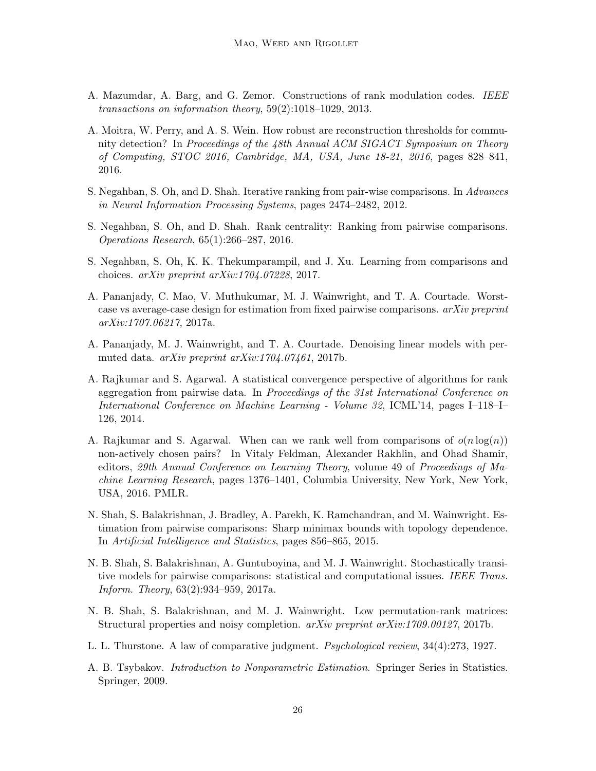A. Mazumdar, A. Barg, and G. Zemor. Constructions of rank modulation codes. *IEEE transactions on information theory*, 59(2):1018–1029, 2013.

A. Moitra, W. Perry, and A. S. Wein. How robust are reconstruction thresholds for community detection? In *Proceedings of the 48th Annual ACM SIGACT Symposium on Theory of Computing, STOC 2016, Cambridge, MA, USA, June 18-21, 2016*, pages 828–841, 2016.

S. Negahban, S. Oh, and D. Shah. Iterative ranking from pair-wise comparisons. In *Advances in Neural Information Processing Systems*, pages 2474–2482, 2012.

S. Negahban, S. Oh, and D. Shah. Rank centrality: Ranking from pairwise comparisons. *Operations Research*, 65(1):266–287, 2016.

S. Negahban, S. Oh, K. K. Thekumparampil, and J. Xu. Learning from comparisons and choices. *arXiv preprint arXiv:1704.07228*, 2017.

A. Pananjady, C. Mao, V. Muthukumar, M. J. Wainwright, and T. A. Courtade. Worst-case vs average-case design for estimation from fixed pairwise comparisons. *arXiv preprint arXiv:1707.06217*, 2017a.

A. Pananjady, M. J. Wainwright, and T. A. Courtade. Denoising linear models with permuted data. *arXiv preprint arXiv:1704.07461*, 2017b.

A. Rajkumar and S. Agarwal. A statistical convergence perspective of algorithms for rank aggregation from pairwise data. In *Proceedings of the 31st International Conference on International Conference on Machine Learning - Volume 32*, ICML'14, pages I–118–I–126, 2014.

A. Rajkumar and S. Agarwal. When can we rank well from comparisons of $o(n \log(n))$ non-actively chosen pairs? In Vitaly Feldman, Alexander Rakhlin, and Ohad Shamir, editors, *29th Annual Conference on Learning Theory*, volume 49 of *Proceedings of Machine Learning Research*, pages 1376–1401, Columbia University, New York, New York, USA, 2016. PMLR.

N. Shah, S. Balakrishnan, J. Bradley, A. Parekh, K. Ramchandran, and M. Wainwright. Estimation from pairwise comparisons: Sharp minimax bounds with topology dependence. In *Artificial Intelligence and Statistics*, pages 856–865, 2015.

N. B. Shah, S. Balakrishnan, A. Guntuboyina, and M. J. Wainwright. Stochastically transitive models for pairwise comparisons: statistical and computational issues. *IEEE Trans. Inform. Theory*, 63(2):934–959, 2017a.

N. B. Shah, S. Balakrishnan, and M. J. Wainwright. Low permutation-rank matrices: Structural properties and noisy completion. *arXiv preprint arXiv:1709.00127*, 2017b.

L. L. Thurstone. A law of comparative judgment. *Psychological review*, 34(4):273, 1927.

A. B. Tsybakov. *Introduction to Nonparametric Estimation*. Springer Series in Statistics. Springer, 2009.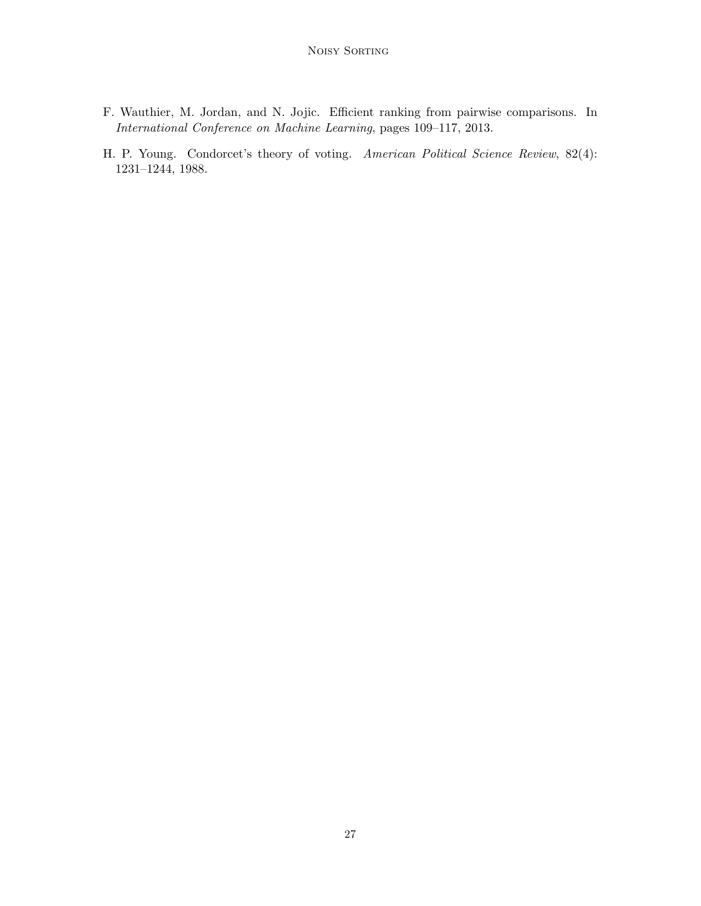F. Wauthier, M. Jordan, and N. Jojic. Efficient ranking from pairwise comparisons. In *International Conference on Machine Learning*, pages 109–117, 2013.

H. P. Young. Condorcet's theory of voting. *American Political Science Review*, 82(4): 1231–1244, 1988.